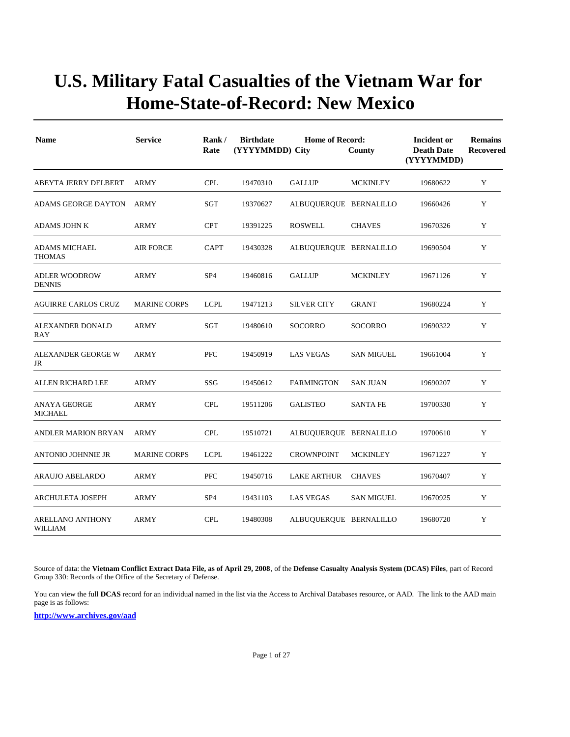# U.S. Military Fatal Casualties of the Vietnam War for Home-State-of-Record: New Mexico

| Name | Service | Rank / Rate | Birthdate (YYYYMMDD) | Home of Record: City | County | Incident or Death Date (YYYYMMDD) | Remains Recovered |
|---|---|---|---|---|---|---|---|
| ABEYTA JERRY DELBERT | ARMY | CPL | 19470310 | GALLUP | MCKINLEY | 19680622 | Y |
| ADAMS GEORGE DAYTON | ARMY | SGT | 19370627 | ALBUQUERQUE | BERNALILLO | 19660426 | Y |
| ADAMS JOHN K | ARMY | CPT | 19391225 | ROSWELL | CHAVES | 19670326 | Y |
| ADAMS MICHAEL THOMAS | AIR FORCE | CAPT | 19430328 | ALBUQUERQUE | BERNALILLO | 19690504 | Y |
| ADLER WOODROW DENNIS | ARMY | SP4 | 19460816 | GALLUP | MCKINLEY | 19671126 | Y |
| AGUIRRE CARLOS CRUZ | MARINE CORPS | LCPL | 19471213 | SILVER CITY | GRANT | 19680224 | Y |
| ALEXANDER DONALD RAY | ARMY | SGT | 19480610 | SOCORRO | SOCORRO | 19690322 | Y |
| ALEXANDER GEORGE W JR | ARMY | PFC | 19450919 | LAS VEGAS | SAN MIGUEL | 19661004 | Y |
| ALLEN RICHARD LEE | ARMY | SSG | 19450612 | FARMINGTON | SAN JUAN | 19690207 | Y |
| ANAYA GEORGE MICHAEL | ARMY | CPL | 19511206 | GALISTEO | SANTA FE | 19700330 | Y |
| ANDLER MARION BRYAN | ARMY | CPL | 19510721 | ALBUQUERQUE | BERNALILLO | 19700610 | Y |
| ANTONIO JOHNNIE JR | MARINE CORPS | LCPL | 19461222 | CROWNPOINT | MCKINLEY | 19671227 | Y |
| ARAUJO ABELARDO | ARMY | PFC | 19450716 | LAKE ARTHUR | CHAVES | 19670407 | Y |
| ARCHULETA JOSEPH | ARMY | SP4 | 19431103 | LAS VEGAS | SAN MIGUEL | 19670925 | Y |
| ARELLANO ANTHONY WILLIAM | ARMY | CPL | 19480308 | ALBUQUERQUE | BERNALILLO | 19680720 | Y |

Source of data: the **Vietnam Conflict Extract Data File, as of April 29, 2008**, of the **Defense Casualty Analysis System (DCAS) Files**, part of Record Group 330: Records of the Office of the Secretary of Defense.

You can view the full **DCAS** record for an individual named in the list via the Access to Archival Databases resource, or AAD. The link to the AAD main page is as follows:

**http://www.archives.gov/aad**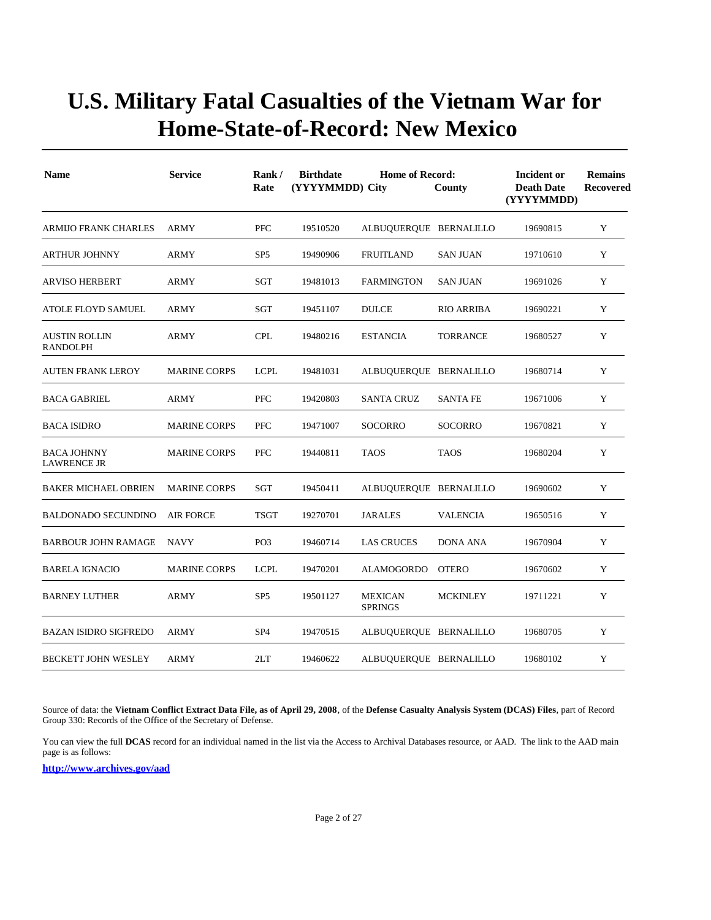# U.S. Military Fatal Casualties of the Vietnam War for Home-State-of-Record: New Mexico

| Name | Service | Rank / Rate | Birthdate (YYYYMMDD) | Home of Record: City | County | Incident or Death Date (YYYYMMDD) | Remains Recovered |
|---|---|---|---|---|---|---|---|
| ARMIJO FRANK CHARLES | ARMY | PFC | 19510520 | ALBUQUERQUE | BERNALILLO | 19690815 | Y |
| ARTHUR JOHNNY | ARMY | SP5 | 19490906 | FRUITLAND | SAN JUAN | 19710610 | Y |
| ARVISO HERBERT | ARMY | SGT | 19481013 | FARMINGTON | SAN JUAN | 19691026 | Y |
| ATOLE FLOYD SAMUEL | ARMY | SGT | 19451107 | DULCE | RIO ARRIBA | 19690221 | Y |
| AUSTIN ROLLIN RANDOLPH | ARMY | CPL | 19480216 | ESTANCIA | TORRANCE | 19680527 | Y |
| AUTEN FRANK LEROY | MARINE CORPS | LCPL | 19481031 | ALBUQUERQUE | BERNALILLO | 19680714 | Y |
| BACA GABRIEL | ARMY | PFC | 19420803 | SANTA CRUZ | SANTA FE | 19671006 | Y |
| BACA ISIDRO | MARINE CORPS | PFC | 19471007 | SOCORRO | SOCORRO | 19670821 | Y |
| BACA JOHNNY LAWRENCE JR | MARINE CORPS | PFC | 19440811 | TAOS | TAOS | 19680204 | Y |
| BAKER MICHAEL OBRIEN | MARINE CORPS | SGT | 19450411 | ALBUQUERQUE | BERNALILLO | 19690602 | Y |
| BALDONADO SECUNDINO | AIR FORCE | TSGT | 19270701 | JARALES | VALENCIA | 19650516 | Y |
| BARBOUR JOHN RAMAGE | NAVY | PO3 | 19460714 | LAS CRUCES | DONA ANA | 19670904 | Y |
| BARELA IGNACIO | MARINE CORPS | LCPL | 19470201 | ALAMOGORDO | OTERO | 19670602 | Y |
| BARNEY LUTHER | ARMY | SP5 | 19501127 | MEXICAN SPRINGS | MCKINLEY | 19711221 | Y |
| BAZAN ISIDRO SIGFREDO | ARMY | SP4 | 19470515 | ALBUQUERQUE | BERNALILLO | 19680705 | Y |
| BECKETT JOHN WESLEY | ARMY | 2LT | 19460622 | ALBUQUERQUE | BERNALILLO | 19680102 | Y |

Source of data: the **Vietnam Conflict Extract Data File, as of April 29, 2008**, of the **Defense Casualty Analysis System (DCAS) Files**, part of Record Group 330: Records of the Office of the Secretary of Defense.

You can view the full **DCAS** record for an individual named in the list via the Access to Archival Databases resource, or AAD. The link to the AAD main page is as follows:

**http://www.archives.gov/aad**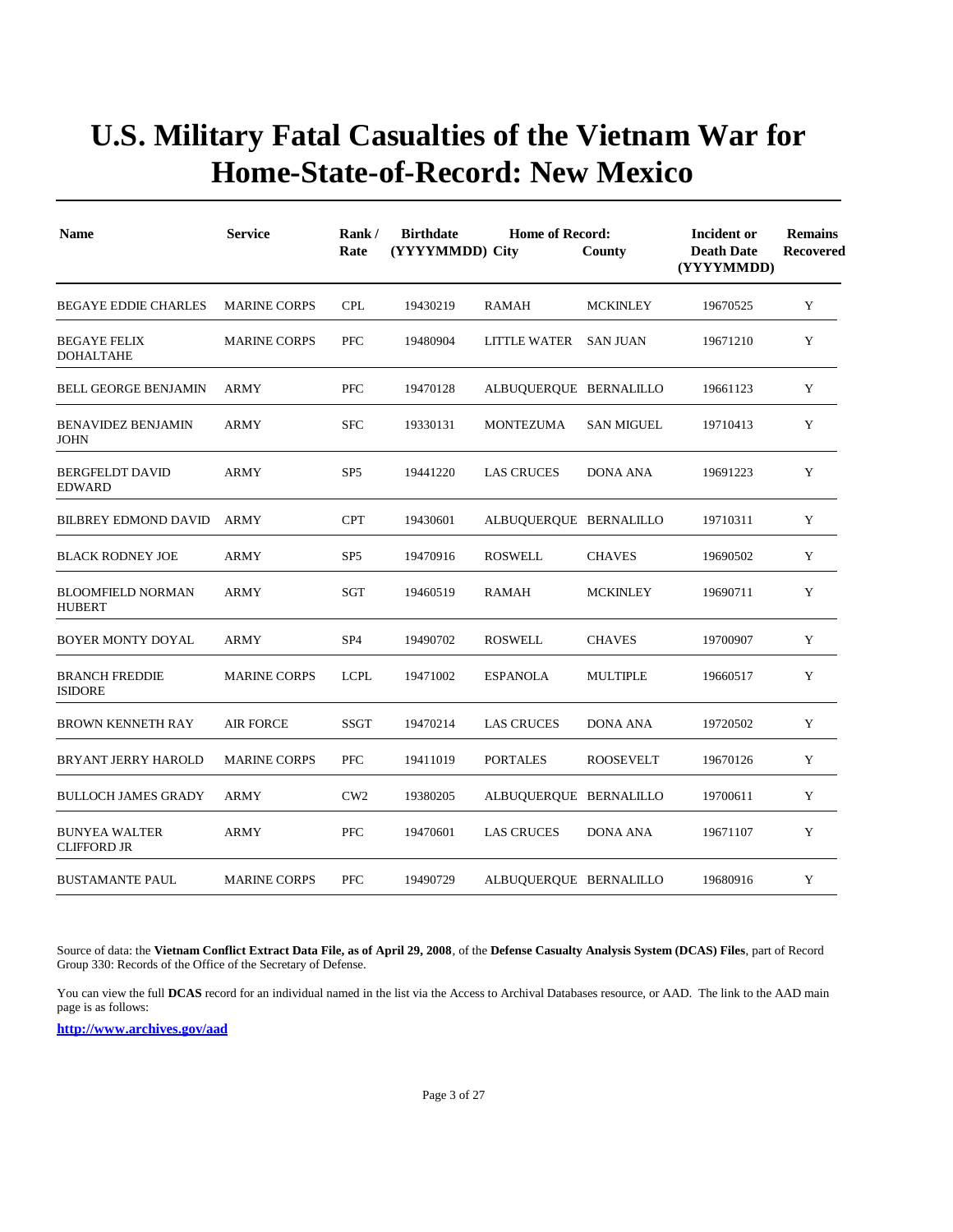# U.S. Military Fatal Casualties of the Vietnam War for Home-State-of-Record: New Mexico

| Name | Service | Rank / Rate | Birthdate (YYYYMMDD) | Home of Record: City | County | Incident or Death Date (YYYYMMDD) | Remains Recovered |
|---|---|---|---|---|---|---|---|
| BEGAYE EDDIE CHARLES | MARINE CORPS | CPL | 19430219 | RAMAH | MCKINLEY | 19670525 | Y |
| BEGAYE FELIX DOHALTAHE | MARINE CORPS | PFC | 19480904 | LITTLE WATER | SAN JUAN | 19671210 | Y |
| BELL GEORGE BENJAMIN | ARMY | PFC | 19470128 | ALBUQUERQUE | BERNALILLO | 19661123 | Y |
| BENAVIDEZ BENJAMIN JOHN | ARMY | SFC | 19330131 | MONTEZUMA | SAN MIGUEL | 19710413 | Y |
| BERGFELDT DAVID EDWARD | ARMY | SP5 | 19441220 | LAS CRUCES | DONA ANA | 19691223 | Y |
| BILBREY EDMOND DAVID | ARMY | CPT | 19430601 | ALBUQUERQUE | BERNALILLO | 19710311 | Y |
| BLACK RODNEY JOE | ARMY | SP5 | 19470916 | ROSWELL | CHAVES | 19690502 | Y |
| BLOOMFIELD NORMAN HUBERT | ARMY | SGT | 19460519 | RAMAH | MCKINLEY | 19690711 | Y |
| BOYER MONTY DOYAL | ARMY | SP4 | 19490702 | ROSWELL | CHAVES | 19700907 | Y |
| BRANCH FREDDIE ISIDORE | MARINE CORPS | LCPL | 19471002 | ESPANOLA | MULTIPLE | 19660517 | Y |
| BROWN KENNETH RAY | AIR FORCE | SSGT | 19470214 | LAS CRUCES | DONA ANA | 19720502 | Y |
| BRYANT JERRY HAROLD | MARINE CORPS | PFC | 19411019 | PORTALES | ROOSEVELT | 19670126 | Y |
| BULLOCH JAMES GRADY | ARMY | CW2 | 19380205 | ALBUQUERQUE | BERNALILLO | 19700611 | Y |
| BUNYEA WALTER CLIFFORD JR | ARMY | PFC | 19470601 | LAS CRUCES | DONA ANA | 19671107 | Y |
| BUSTAMANTE PAUL | MARINE CORPS | PFC | 19490729 | ALBUQUERQUE | BERNALILLO | 19680916 | Y |

Source of data: the **Vietnam Conflict Extract Data File, as of April 29, 2008**, of the **Defense Casualty Analysis System (DCAS) Files**, part of Record Group 330: Records of the Office of the Secretary of Defense.

You can view the full **DCAS** record for an individual named in the list via the Access to Archival Databases resource, or AAD. The link to the AAD main page is as follows:

**http://www.archives.gov/aad**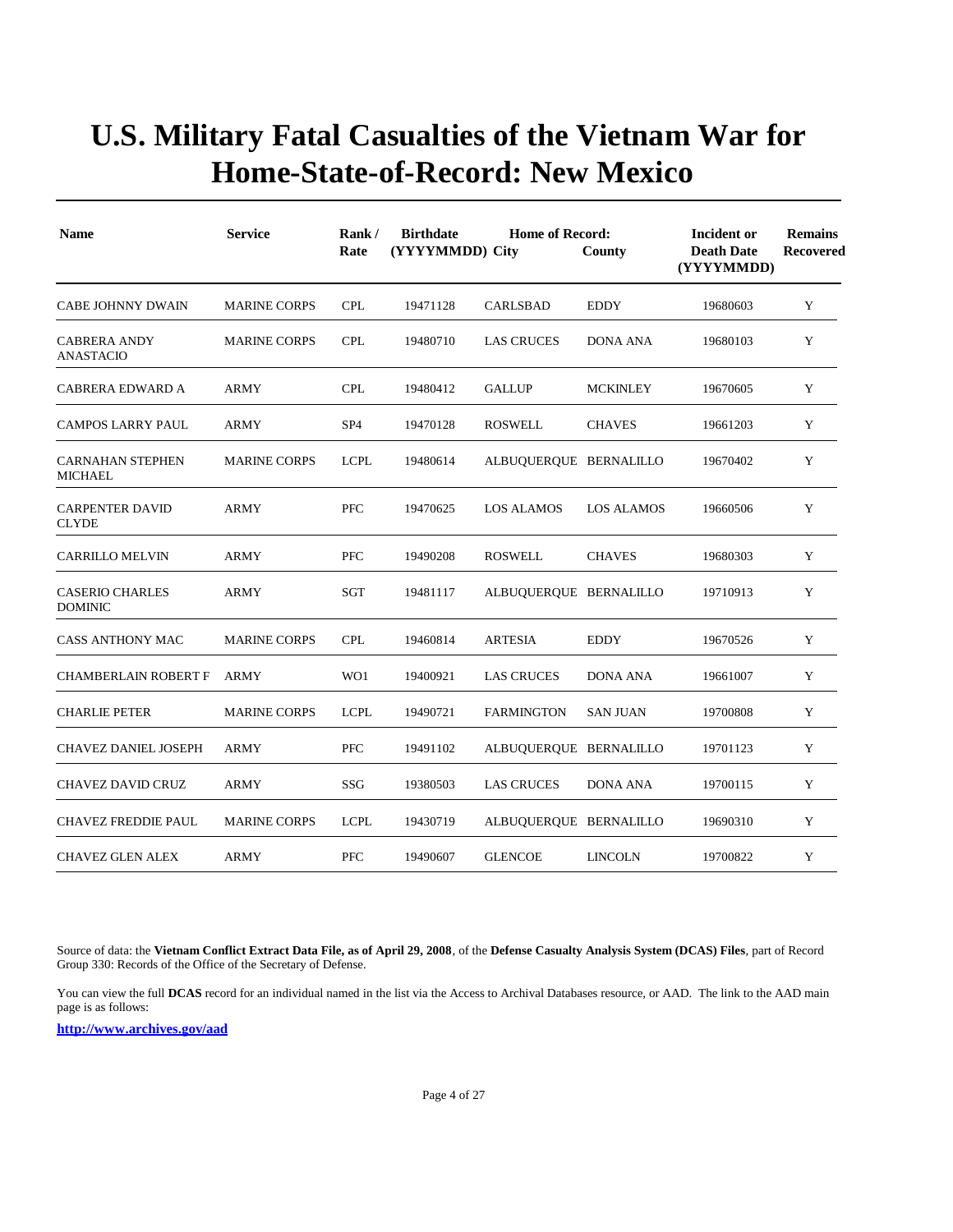# U.S. Military Fatal Casualties of the Vietnam War for Home-State-of-Record: New Mexico

| Name | Service | Rank / Rate | Birthdate (YYYYMMDD) | Home of Record: City | County | Incident or Death Date (YYYYMMDD) | Remains Recovered |
|---|---|---|---|---|---|---|---|
| CABE JOHNNY DWAIN | MARINE CORPS | CPL | 19471128 | CARLSBAD | EDDY | 19680603 | Y |
| CABRERA ANDY ANASTACIO | MARINE CORPS | CPL | 19480710 | LAS CRUCES | DONA ANA | 19680103 | Y |
| CABRERA EDWARD A | ARMY | CPL | 19480412 | GALLUP | MCKINLEY | 19670605 | Y |
| CAMPOS LARRY PAUL | ARMY | SP4 | 19470128 | ROSWELL | CHAVES | 19661203 | Y |
| CARNAHAN STEPHEN MICHAEL | MARINE CORPS | LCPL | 19480614 | ALBUQUERQUE | BERNALILLO | 19670402 | Y |
| CARPENTER DAVID CLYDE | ARMY | PFC | 19470625 | LOS ALAMOS | LOS ALAMOS | 19660506 | Y |
| CARRILLO MELVIN | ARMY | PFC | 19490208 | ROSWELL | CHAVES | 19680303 | Y |
| CASERIO CHARLES DOMINIC | ARMY | SGT | 19481117 | ALBUQUERQUE | BERNALILLO | 19710913 | Y |
| CASS ANTHONY MAC | MARINE CORPS | CPL | 19460814 | ARTESIA | EDDY | 19670526 | Y |
| CHAMBERLAIN ROBERT F | ARMY | WO1 | 19400921 | LAS CRUCES | DONA ANA | 19661007 | Y |
| CHARLIE PETER | MARINE CORPS | LCPL | 19490721 | FARMINGTON | SAN JUAN | 19700808 | Y |
| CHAVEZ DANIEL JOSEPH | ARMY | PFC | 19491102 | ALBUQUERQUE | BERNALILLO | 19701123 | Y |
| CHAVEZ DAVID CRUZ | ARMY | SSG | 19380503 | LAS CRUCES | DONA ANA | 19700115 | Y |
| CHAVEZ FREDDIE PAUL | MARINE CORPS | LCPL | 19430719 | ALBUQUERQUE | BERNALILLO | 19690310 | Y |
| CHAVEZ GLEN ALEX | ARMY | PFC | 19490607 | GLENCOE | LINCOLN | 19700822 | Y |

Source of data: the **Vietnam Conflict Extract Data File, as of April 29, 2008**, of the **Defense Casualty Analysis System (DCAS) Files**, part of Record Group 330: Records of the Office of the Secretary of Defense.

You can view the full **DCAS** record for an individual named in the list via the Access to Archival Databases resource, or AAD. The link to the AAD main page is as follows:

**http://www.archives.gov/aad**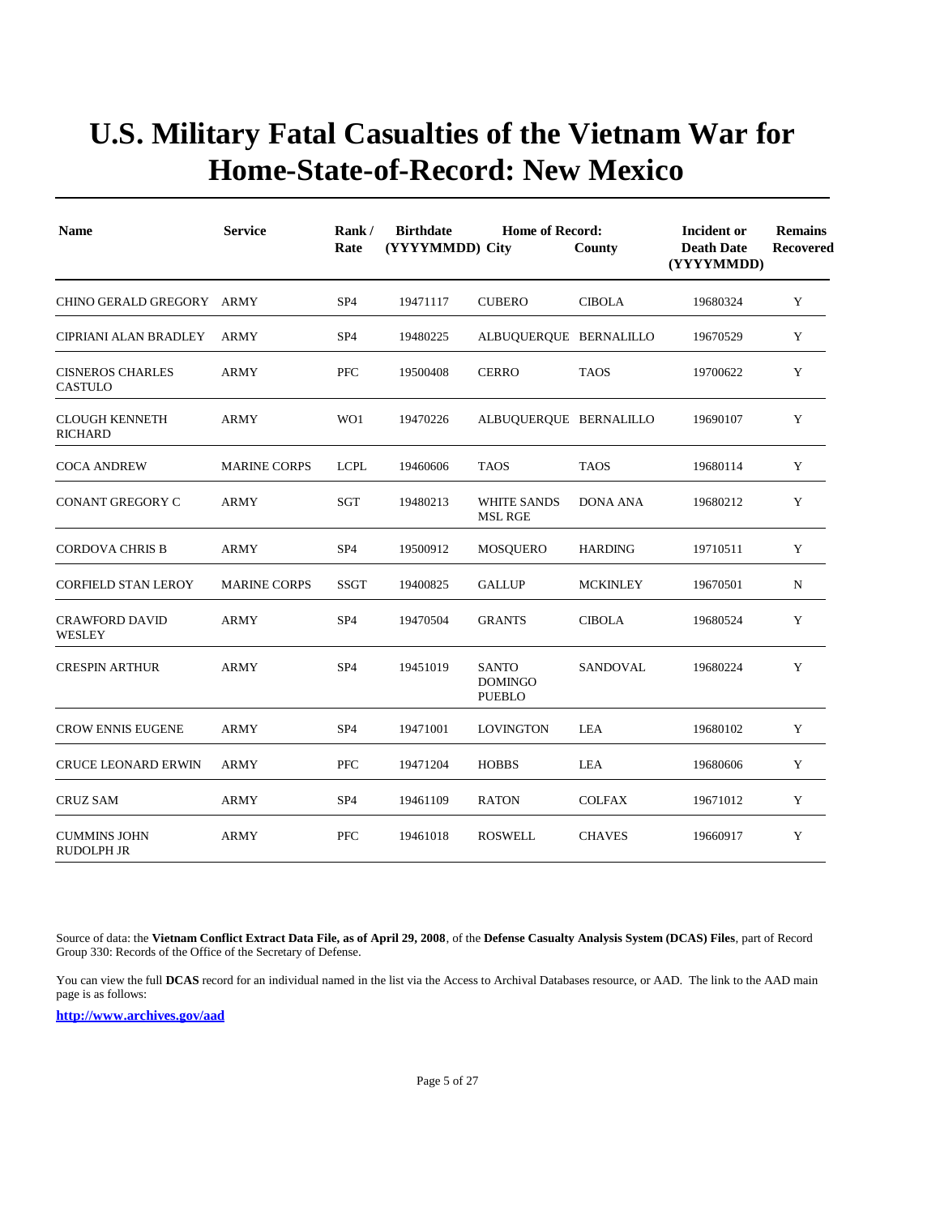# U.S. Military Fatal Casualties of the Vietnam War for Home-State-of-Record: New Mexico

| Name | Service | Rank / Rate | Birthdate (YYYYMMDD) | Home of Record: City | County | Incident or Death Date (YYYYMMDD) | Remains Recovered |
|---|---|---|---|---|---|---|---|
| CHINO GERALD GREGORY | ARMY | SP4 | 19471117 | CUBERO | CIBOLA | 19680324 | Y |
| CIPRIANI ALAN BRADLEY | ARMY | SP4 | 19480225 | ALBUQUERQUE | BERNALILLO | 19670529 | Y |
| CISNEROS CHARLES CASTULO | ARMY | PFC | 19500408 | CERRO | TAOS | 19700622 | Y |
| CLOUGH KENNETH RICHARD | ARMY | WO1 | 19470226 | ALBUQUERQUE | BERNALILLO | 19690107 | Y |
| COCA ANDREW | MARINE CORPS | LCPL | 19460606 | TAOS | TAOS | 19680114 | Y |
| CONANT GREGORY C | ARMY | SGT | 19480213 | WHITE SANDS MSL RGE | DONA ANA | 19680212 | Y |
| CORDOVA CHRIS B | ARMY | SP4 | 19500912 | MOSQUERO | HARDING | 19710511 | Y |
| CORFIELD STAN LEROY | MARINE CORPS | SSGT | 19400825 | GALLUP | MCKINLEY | 19670501 | N |
| CRAWFORD DAVID WESLEY | ARMY | SP4 | 19470504 | GRANTS | CIBOLA | 19680524 | Y |
| CRESPIN ARTHUR | ARMY | SP4 | 19451019 | SANTO DOMINGO PUEBLO | SANDOVAL | 19680224 | Y |
| CROW ENNIS EUGENE | ARMY | SP4 | 19471001 | LOVINGTON | LEA | 19680102 | Y |
| CRUCE LEONARD ERWIN | ARMY | PFC | 19471204 | HOBBS | LEA | 19680606 | Y |
| CRUZ SAM | ARMY | SP4 | 19461109 | RATON | COLFAX | 19671012 | Y |
| CUMMINS JOHN RUDOLPH JR | ARMY | PFC | 19461018 | ROSWELL | CHAVES | 19660917 | Y |

Source of data: the **Vietnam Conflict Extract Data File, as of April 29, 2008**, of the **Defense Casualty Analysis System (DCAS) Files**, part of Record Group 330: Records of the Office of the Secretary of Defense.

You can view the full **DCAS** record for an individual named in the list via the Access to Archival Databases resource, or AAD. The link to the AAD main page is as follows:

**http://www.archives.gov/aad**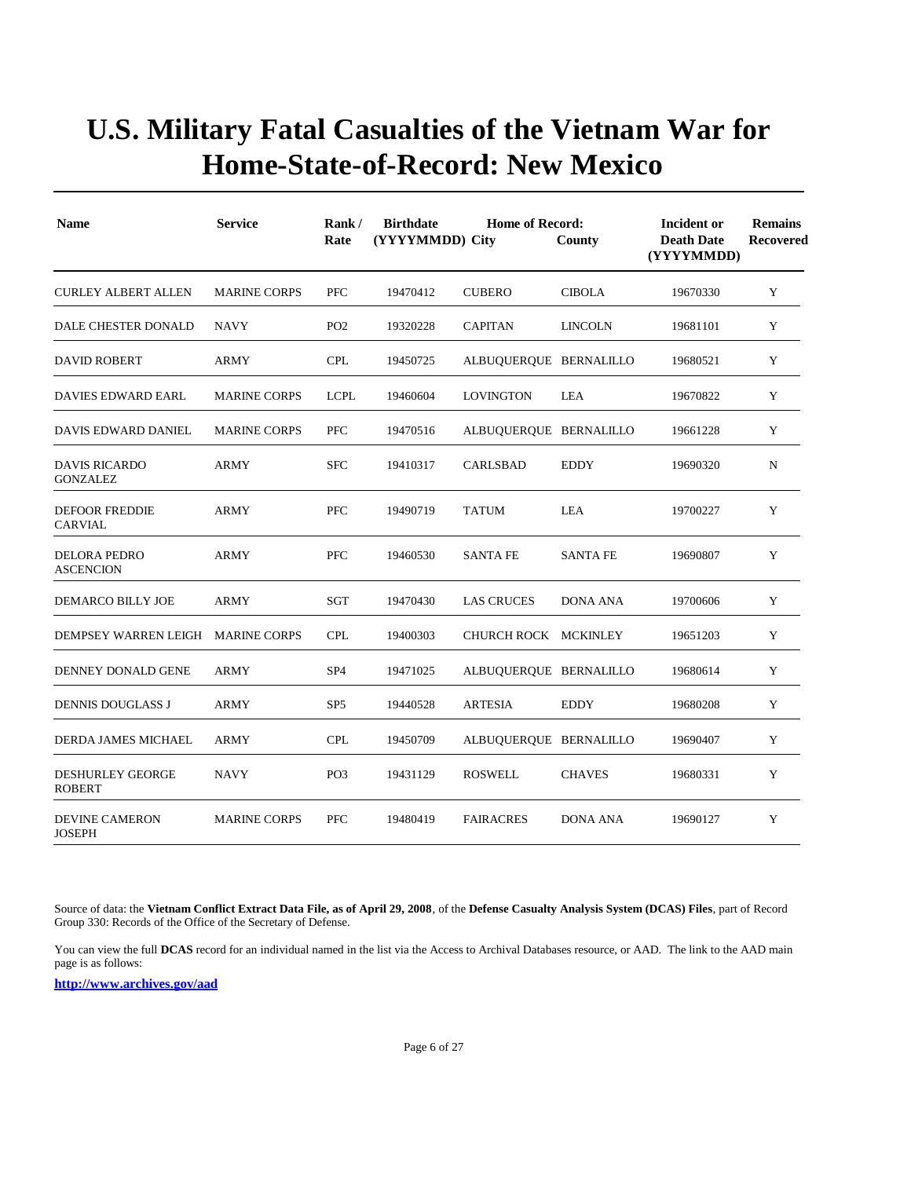# U.S. Military Fatal Casualties of the Vietnam War for Home-State-of-Record: New Mexico

| Name | Service | Rank / Rate | Birthdate (YYYYMMDD) | Home of Record: City | County | Incident or Death Date (YYYYMMDD) | Remains Recovered |
|---|---|---|---|---|---|---|---|
| CURLEY ALBERT ALLEN | MARINE CORPS | PFC | 19470412 | CUBERO | CIBOLA | 19670330 | Y |
| DALE CHESTER DONALD | NAVY | PO2 | 19320228 | CAPITAN | LINCOLN | 19681101 | Y |
| DAVID ROBERT | ARMY | CPL | 19450725 | ALBUQUERQUE | BERNALILLO | 19680521 | Y |
| DAVIES EDWARD EARL | MARINE CORPS | LCPL | 19460604 | LOVINGTON | LEA | 19670822 | Y |
| DAVIS EDWARD DANIEL | MARINE CORPS | PFC | 19470516 | ALBUQUERQUE | BERNALILLO | 19661228 | Y |
| DAVIS RICARDO GONZALEZ | ARMY | SFC | 19410317 | CARLSBAD | EDDY | 19690320 | N |
| DEFOOR FREDDIE CARVIAL | ARMY | PFC | 19490719 | TATUM | LEA | 19700227 | Y |
| DELORA PEDRO ASCENCION | ARMY | PFC | 19460530 | SANTA FE | SANTA FE | 19690807 | Y |
| DEMARCO BILLY JOE | ARMY | SGT | 19470430 | LAS CRUCES | DONA ANA | 19700606 | Y |
| DEMPSEY WARREN LEIGH | MARINE CORPS | CPL | 19400303 | CHURCH ROCK | MCKINLEY | 19651203 | Y |
| DENNEY DONALD GENE | ARMY | SP4 | 19471025 | ALBUQUERQUE | BERNALILLO | 19680614 | Y |
| DENNIS DOUGLASS J | ARMY | SP5 | 19440528 | ARTESIA | EDDY | 19680208 | Y |
| DERDA JAMES MICHAEL | ARMY | CPL | 19450709 | ALBUQUERQUE | BERNALILLO | 19690407 | Y |
| DESHURLEY GEORGE ROBERT | NAVY | PO3 | 19431129 | ROSWELL | CHAVES | 19680331 | Y |
| DEVINE CAMERON JOSEPH | MARINE CORPS | PFC | 19480419 | FAIRACRES | DONA ANA | 19690127 | Y |

Source of data: the **Vietnam Conflict Extract Data File, as of April 29, 2008**, of the **Defense Casualty Analysis System (DCAS) Files**, part of Record Group 330: Records of the Office of the Secretary of Defense.

You can view the full **DCAS** record for an individual named in the list via the Access to Archival Databases resource, or AAD. The link to the AAD main page is as follows:

**http://www.archives.gov/aad**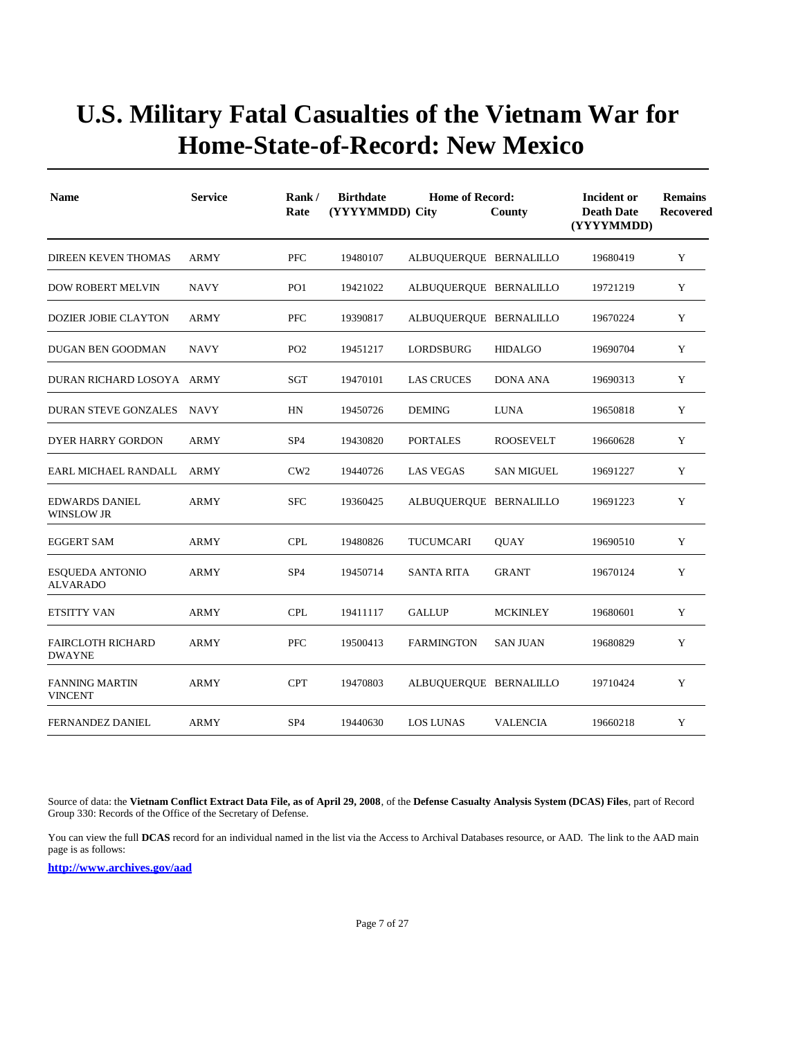# U.S. Military Fatal Casualties of the Vietnam War for Home-State-of-Record: New Mexico

| Name | Service | Rank / Rate | Birthdate (YYYYMMDD) | Home of Record: City | County | Incident or Death Date (YYYYMMDD) | Remains Recovered |
|---|---|---|---|---|---|---|---|
| DIREEN KEVEN THOMAS | ARMY | PFC | 19480107 | ALBUQUERQUE | BERNALILLO | 19680419 | Y |
| DOW ROBERT MELVIN | NAVY | PO1 | 19421022 | ALBUQUERQUE | BERNALILLO | 19721219 | Y |
| DOZIER JOBIE CLAYTON | ARMY | PFC | 19390817 | ALBUQUERQUE | BERNALILLO | 19670224 | Y |
| DUGAN BEN GOODMAN | NAVY | PO2 | 19451217 | LORDSBURG | HIDALGO | 19690704 | Y |
| DURAN RICHARD LOSOYA | ARMY | SGT | 19470101 | LAS CRUCES | DONA ANA | 19690313 | Y |
| DURAN STEVE GONZALES | NAVY | HN | 19450726 | DEMING | LUNA | 19650818 | Y |
| DYER HARRY GORDON | ARMY | SP4 | 19430820 | PORTALES | ROOSEVELT | 19660628 | Y |
| EARL MICHAEL RANDALL | ARMY | CW2 | 19440726 | LAS VEGAS | SAN MIGUEL | 19691227 | Y |
| EDWARDS DANIEL WINSLOW JR | ARMY | SFC | 19360425 | ALBUQUERQUE | BERNALILLO | 19691223 | Y |
| EGGERT SAM | ARMY | CPL | 19480826 | TUCUMCARI | QUAY | 19690510 | Y |
| ESQUEDA ANTONIO ALVARADO | ARMY | SP4 | 19450714 | SANTA RITA | GRANT | 19670124 | Y |
| ETSITTY VAN | ARMY | CPL | 19411117 | GALLUP | MCKINLEY | 19680601 | Y |
| FAIRCLOTH RICHARD DWAYNE | ARMY | PFC | 19500413 | FARMINGTON | SAN JUAN | 19680829 | Y |
| FANNING MARTIN VINCENT | ARMY | CPT | 19470803 | ALBUQUERQUE | BERNALILLO | 19710424 | Y |
| FERNANDEZ DANIEL | ARMY | SP4 | 19440630 | LOS LUNAS | VALENCIA | 19660218 | Y |

Source of data: the **Vietnam Conflict Extract Data File, as of April 29, 2008**, of the **Defense Casualty Analysis System (DCAS) Files**, part of Record Group 330: Records of the Office of the Secretary of Defense.

You can view the full **DCAS** record for an individual named in the list via the Access to Archival Databases resource, or AAD. The link to the AAD main page is as follows:

**http://www.archives.gov/aad**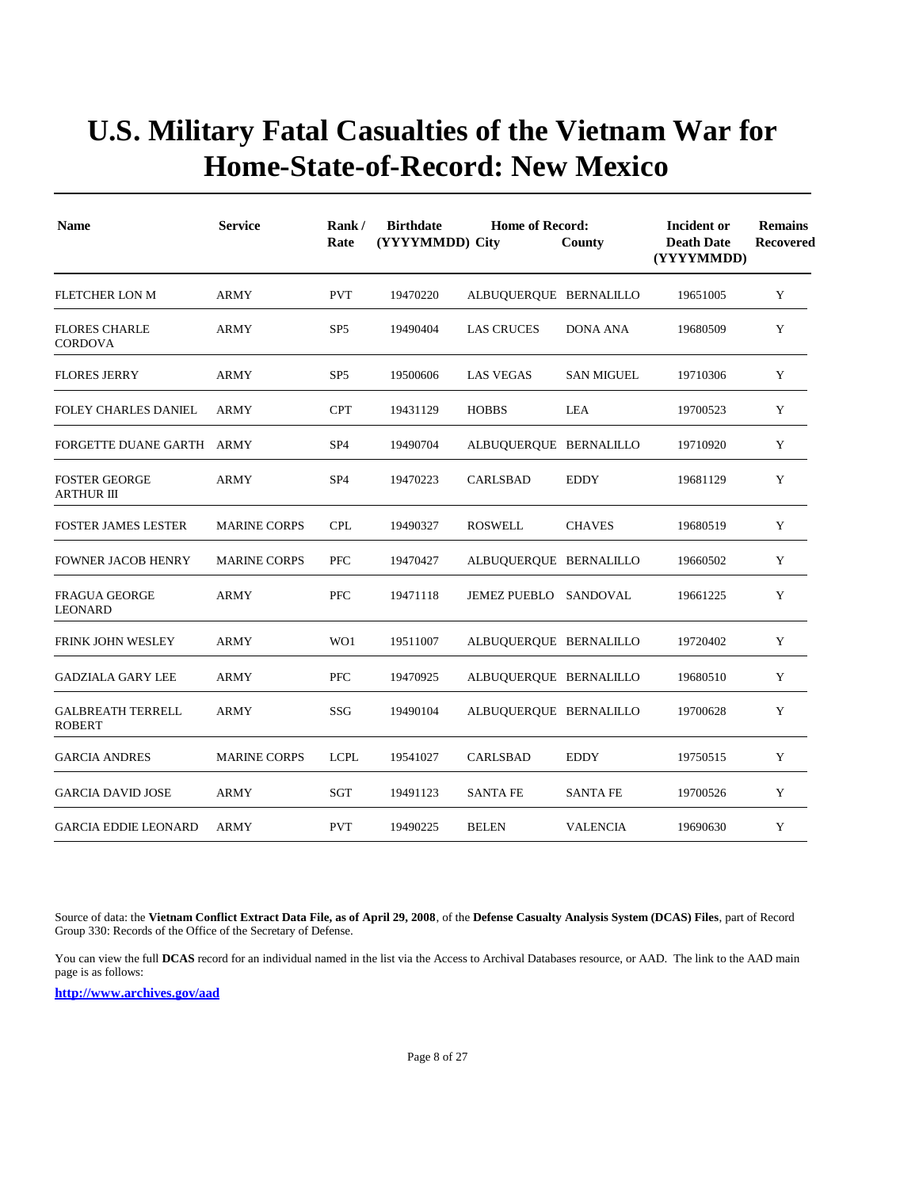# U.S. Military Fatal Casualties of the Vietnam War for Home-State-of-Record: New Mexico

| Name | Service | Rank / Rate | Birthdate (YYYYMMDD) | Home of Record: City | County | Incident or Death Date (YYYYMMDD) | Remains Recovered |
|---|---|---|---|---|---|---|---|
| FLETCHER LON M | ARMY | PVT | 19470220 | ALBUQUERQUE | BERNALILLO | 19651005 | Y |
| FLORES CHARLE CORDOVA | ARMY | SP5 | 19490404 | LAS CRUCES | DONA ANA | 19680509 | Y |
| FLORES JERRY | ARMY | SP5 | 19500606 | LAS VEGAS | SAN MIGUEL | 19710306 | Y |
| FOLEY CHARLES DANIEL | ARMY | CPT | 19431129 | HOBBS | LEA | 19700523 | Y |
| FORGETTE DUANE GARTH | ARMY | SP4 | 19490704 | ALBUQUERQUE | BERNALILLO | 19710920 | Y |
| FOSTER GEORGE ARTHUR III | ARMY | SP4 | 19470223 | CARLSBAD | EDDY | 19681129 | Y |
| FOSTER JAMES LESTER | MARINE CORPS | CPL | 19490327 | ROSWELL | CHAVES | 19680519 | Y |
| FOWNER JACOB HENRY | MARINE CORPS | PFC | 19470427 | ALBUQUERQUE | BERNALILLO | 19660502 | Y |
| FRAGUA GEORGE LEONARD | ARMY | PFC | 19471118 | JEMEZ PUEBLO | SANDOVAL | 19661225 | Y |
| FRINK JOHN WESLEY | ARMY | WO1 | 19511007 | ALBUQUERQUE | BERNALILLO | 19720402 | Y |
| GADZIALA GARY LEE | ARMY | PFC | 19470925 | ALBUQUERQUE | BERNALILLO | 19680510 | Y |
| GALBREATH TERRELL ROBERT | ARMY | SSG | 19490104 | ALBUQUERQUE | BERNALILLO | 19700628 | Y |
| GARCIA ANDRES | MARINE CORPS | LCPL | 19541027 | CARLSBAD | EDDY | 19750515 | Y |
| GARCIA DAVID JOSE | ARMY | SGT | 19491123 | SANTA FE | SANTA FE | 19700526 | Y |
| GARCIA EDDIE LEONARD | ARMY | PVT | 19490225 | BELEN | VALENCIA | 19690630 | Y |

Source of data: the **Vietnam Conflict Extract Data File, as of April 29, 2008**, of the **Defense Casualty Analysis System (DCAS) Files**, part of Record Group 330: Records of the Office of the Secretary of Defense.

You can view the full **DCAS** record for an individual named in the list via the Access to Archival Databases resource, or AAD. The link to the AAD main page is as follows:

**http://www.archives.gov/aad**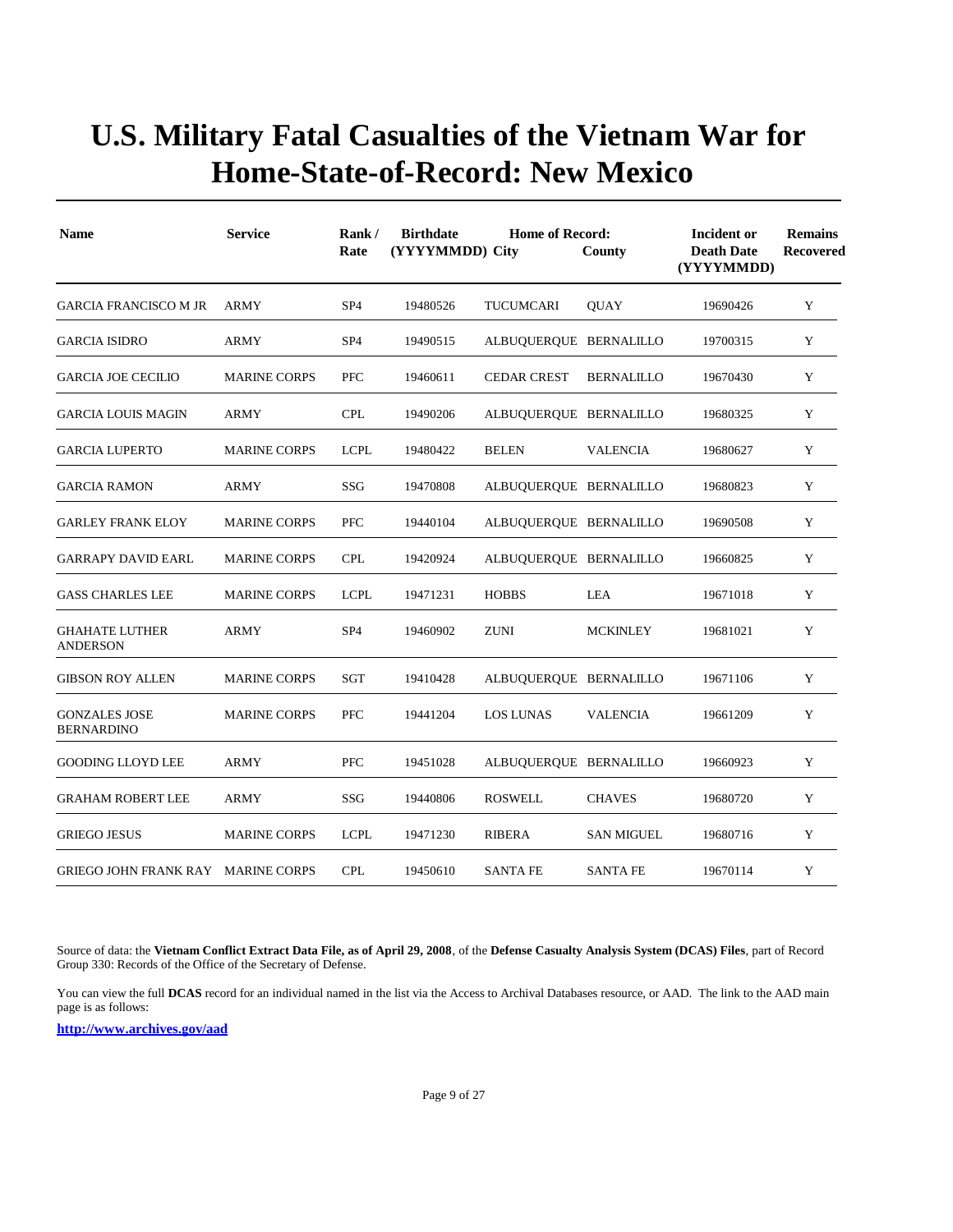# U.S. Military Fatal Casualties of the Vietnam War for Home-State-of-Record: New Mexico

| Name | Service | Rank / Rate | Birthdate (YYYYMMDD) | Home of Record: City | County | Incident or Death Date (YYYYMMDD) | Remains Recovered |
|---|---|---|---|---|---|---|---|
| GARCIA FRANCISCO M JR | ARMY | SP4 | 19480526 | TUCUMCARI | QUAY | 19690426 | Y |
| GARCIA ISIDRO | ARMY | SP4 | 19490515 | ALBUQUERQUE | BERNALILLO | 19700315 | Y |
| GARCIA JOE CECILIO | MARINE CORPS | PFC | 19460611 | CEDAR CREST | BERNALILLO | 19670430 | Y |
| GARCIA LOUIS MAGIN | ARMY | CPL | 19490206 | ALBUQUERQUE | BERNALILLO | 19680325 | Y |
| GARCIA LUPERTO | MARINE CORPS | LCPL | 19480422 | BELEN | VALENCIA | 19680627 | Y |
| GARCIA RAMON | ARMY | SSG | 19470808 | ALBUQUERQUE | BERNALILLO | 19680823 | Y |
| GARLEY FRANK ELOY | MARINE CORPS | PFC | 19440104 | ALBUQUERQUE | BERNALILLO | 19690508 | Y |
| GARRAPY DAVID EARL | MARINE CORPS | CPL | 19420924 | ALBUQUERQUE | BERNALILLO | 19660825 | Y |
| GASS CHARLES LEE | MARINE CORPS | LCPL | 19471231 | HOBBS | LEA | 19671018 | Y |
| GHAHATE LUTHER ANDERSON | ARMY | SP4 | 19460902 | ZUNI | MCKINLEY | 19681021 | Y |
| GIBSON ROY ALLEN | MARINE CORPS | SGT | 19410428 | ALBUQUERQUE | BERNALILLO | 19671106 | Y |
| GONZALES JOSE BERNARDINO | MARINE CORPS | PFC | 19441204 | LOS LUNAS | VALENCIA | 19661209 | Y |
| GOODING LLOYD LEE | ARMY | PFC | 19451028 | ALBUQUERQUE | BERNALILLO | 19660923 | Y |
| GRAHAM ROBERT LEE | ARMY | SSG | 19440806 | ROSWELL | CHAVES | 19680720 | Y |
| GRIEGO JESUS | MARINE CORPS | LCPL | 19471230 | RIBERA | SAN MIGUEL | 19680716 | Y |
| GRIEGO JOHN FRANK RAY | MARINE CORPS | CPL | 19450610 | SANTA FE | SANTA FE | 19670114 | Y |

Source of data: the **Vietnam Conflict Extract Data File, as of April 29, 2008**, of the **Defense Casualty Analysis System (DCAS) Files**, part of Record Group 330: Records of the Office of the Secretary of Defense.

You can view the full **DCAS** record for an individual named in the list via the Access to Archival Databases resource, or AAD. The link to the AAD main page is as follows:

**http://www.archives.gov/aad**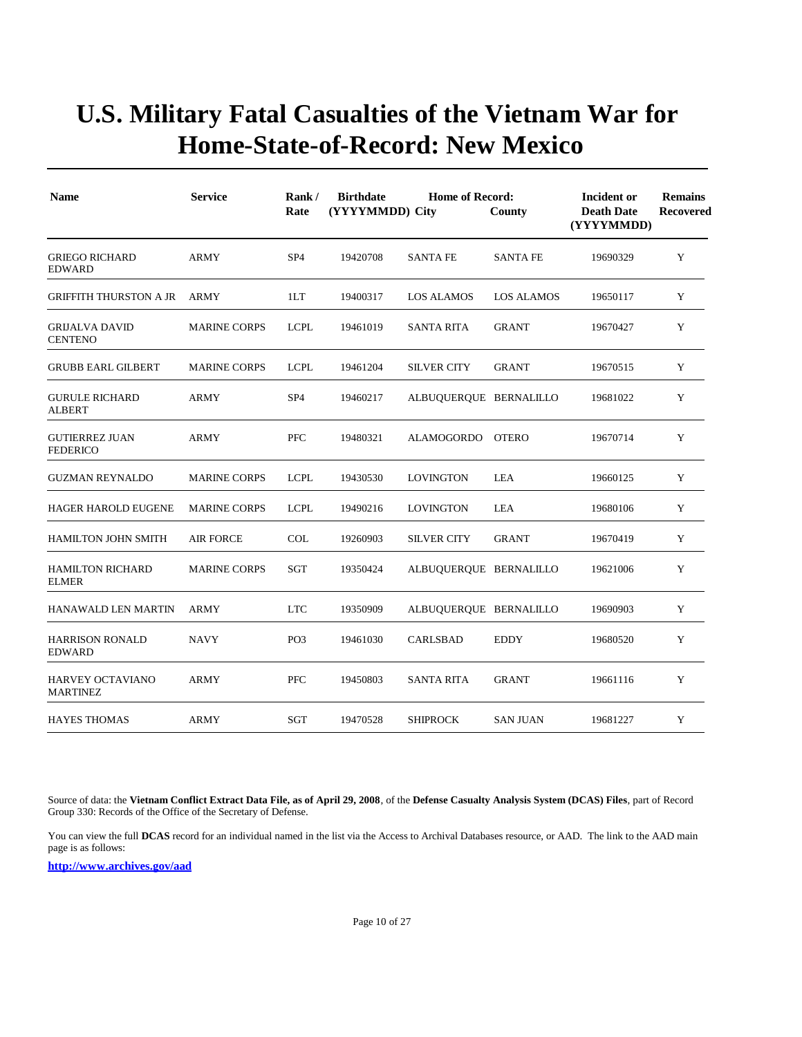# U.S. Military Fatal Casualties of the Vietnam War for Home-State-of-Record: New Mexico

| Name | Service | Rank / Rate | Birthdate (YYYYMMDD) | Home of Record: City | County | Incident or Death Date (YYYYMMDD) | Remains Recovered |
|---|---|---|---|---|---|---|---|
| GRIEGO RICHARD EDWARD | ARMY | SP4 | 19420708 | SANTA FE | SANTA FE | 19690329 | Y |
| GRIFFITH THURSTON A JR | ARMY | 1LT | 19400317 | LOS ALAMOS | LOS ALAMOS | 19650117 | Y |
| GRIJALVA DAVID CENTENO | MARINE CORPS | LCPL | 19461019 | SANTA RITA | GRANT | 19670427 | Y |
| GRUBB EARL GILBERT | MARINE CORPS | LCPL | 19461204 | SILVER CITY | GRANT | 19670515 | Y |
| GURULE RICHARD ALBERT | ARMY | SP4 | 19460217 | ALBUQUERQUE | BERNALILLO | 19681022 | Y |
| GUTIERREZ JUAN FEDERICO | ARMY | PFC | 19480321 | ALAMOGORDO | OTERO | 19670714 | Y |
| GUZMAN REYNALDO | MARINE CORPS | LCPL | 19430530 | LOVINGTON | LEA | 19660125 | Y |
| HAGER HAROLD EUGENE | MARINE CORPS | LCPL | 19490216 | LOVINGTON | LEA | 19680106 | Y |
| HAMILTON JOHN SMITH | AIR FORCE | COL | 19260903 | SILVER CITY | GRANT | 19670419 | Y |
| HAMILTON RICHARD ELMER | MARINE CORPS | SGT | 19350424 | ALBUQUERQUE | BERNALILLO | 19621006 | Y |
| HANAWALD LEN MARTIN | ARMY | LTC | 19350909 | ALBUQUERQUE | BERNALILLO | 19690903 | Y |
| HARRISON RONALD EDWARD | NAVY | PO3 | 19461030 | CARLSBAD | EDDY | 19680520 | Y |
| HARVEY OCTAVIANO MARTINEZ | ARMY | PFC | 19450803 | SANTA RITA | GRANT | 19661116 | Y |
| HAYES THOMAS | ARMY | SGT | 19470528 | SHIPROCK | SAN JUAN | 19681227 | Y |

Source of data: the **Vietnam Conflict Extract Data File, as of April 29, 2008**, of the **Defense Casualty Analysis System (DCAS) Files**, part of Record Group 330: Records of the Office of the Secretary of Defense.

You can view the full **DCAS** record for an individual named in the list via the Access to Archival Databases resource, or AAD. The link to the AAD main page is as follows:

**http://www.archives.gov/aad**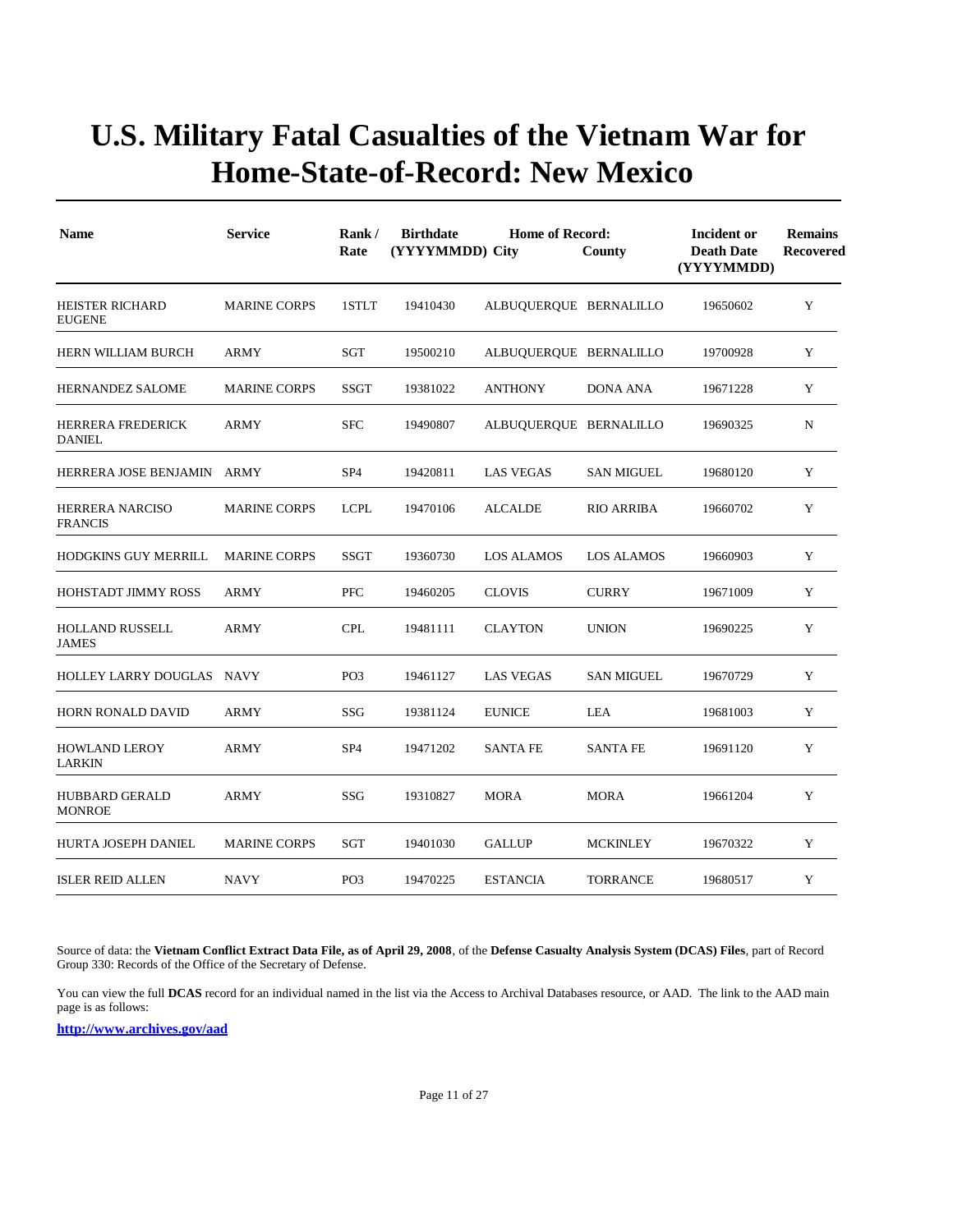# U.S. Military Fatal Casualties of the Vietnam War for Home-State-of-Record: New Mexico

| Name | Service | Rank / Rate | Birthdate (YYYYMMDD) | Home of Record: City | County | Incident or Death Date (YYYYMMDD) | Remains Recovered |
|---|---|---|---|---|---|---|---|
| HEISTER RICHARD EUGENE | MARINE CORPS | 1STLT | 19410430 | ALBUQUERQUE | BERNALILLO | 19650602 | Y |
| HERN WILLIAM BURCH | ARMY | SGT | 19500210 | ALBUQUERQUE | BERNALILLO | 19700928 | Y |
| HERNANDEZ SALOME | MARINE CORPS | SSGT | 19381022 | ANTHONY | DONA ANA | 19671228 | Y |
| HERRERA FREDERICK DANIEL | ARMY | SFC | 19490807 | ALBUQUERQUE | BERNALILLO | 19690325 | N |
| HERRERA JOSE BENJAMIN | ARMY | SP4 | 19420811 | LAS VEGAS | SAN MIGUEL | 19680120 | Y |
| HERRERA NARCISO FRANCIS | MARINE CORPS | LCPL | 19470106 | ALCALDE | RIO ARRIBA | 19660702 | Y |
| HODGKINS GUY MERRILL | MARINE CORPS | SSGT | 19360730 | LOS ALAMOS | LOS ALAMOS | 19660903 | Y |
| HOHSTADT JIMMY ROSS | ARMY | PFC | 19460205 | CLOVIS | CURRY | 19671009 | Y |
| HOLLAND RUSSELL JAMES | ARMY | CPL | 19481111 | CLAYTON | UNION | 19690225 | Y |
| HOLLEY LARRY DOUGLAS | NAVY | PO3 | 19461127 | LAS VEGAS | SAN MIGUEL | 19670729 | Y |
| HORN RONALD DAVID | ARMY | SSG | 19381124 | EUNICE | LEA | 19681003 | Y |
| HOWLAND LEROY LARKIN | ARMY | SP4 | 19471202 | SANTA FE | SANTA FE | 19691120 | Y |
| HUBBARD GERALD MONROE | ARMY | SSG | 19310827 | MORA | MORA | 19661204 | Y |
| HURTA JOSEPH DANIEL | MARINE CORPS | SGT | 19401030 | GALLUP | MCKINLEY | 19670322 | Y |
| ISLER REID ALLEN | NAVY | PO3 | 19470225 | ESTANCIA | TORRANCE | 19680517 | Y |

Source of data: the **Vietnam Conflict Extract Data File, as of April 29, 2008**, of the **Defense Casualty Analysis System (DCAS) Files**, part of Record Group 330: Records of the Office of the Secretary of Defense.

You can view the full **DCAS** record for an individual named in the list via the Access to Archival Databases resource, or AAD. The link to the AAD main page is as follows:

**http://www.archives.gov/aad**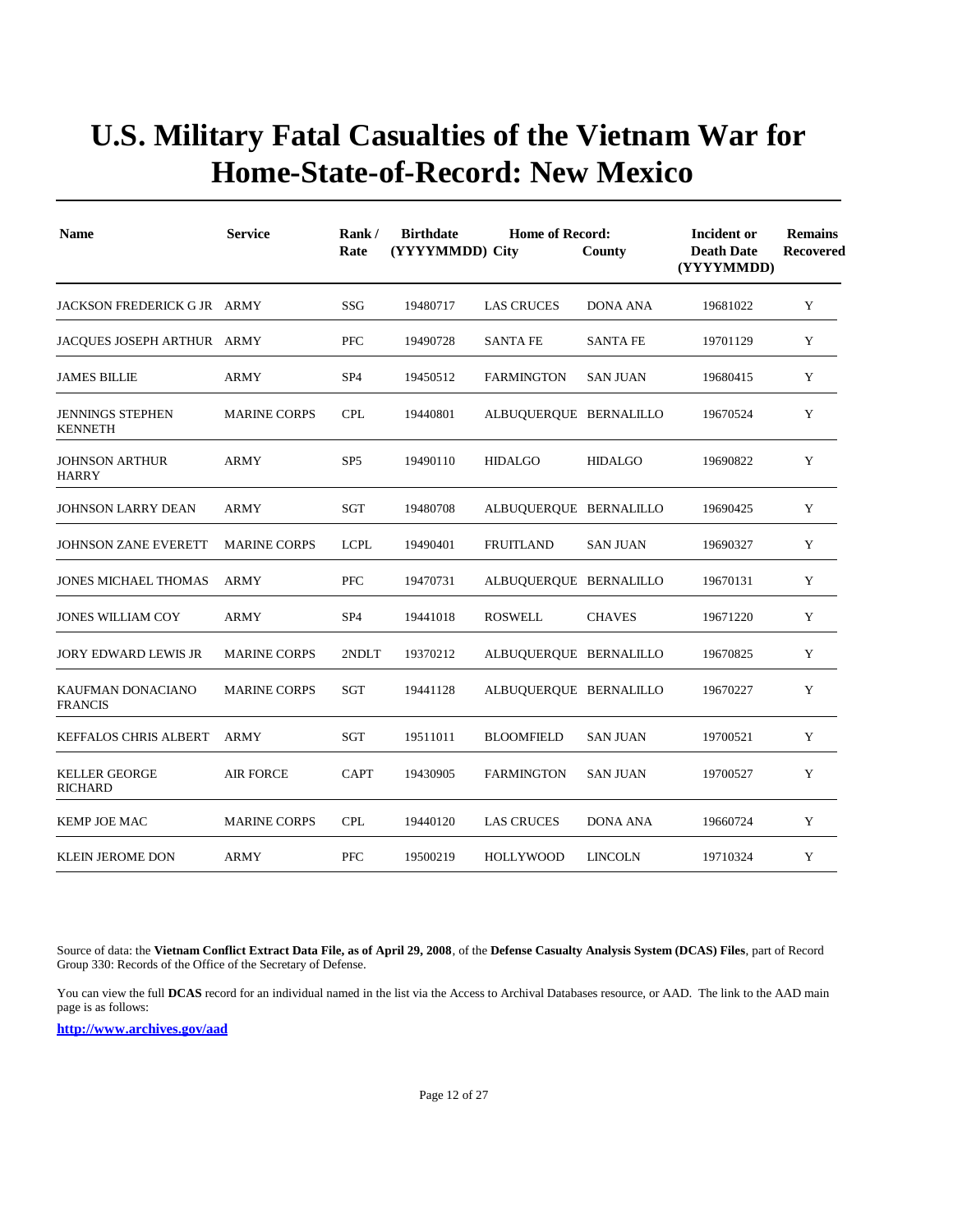# U.S. Military Fatal Casualties of the Vietnam War for Home-State-of-Record: New Mexico

| Name | Service | Rank / Rate | Birthdate (YYYYMMDD) | Home of Record: City | County | Incident or Death Date (YYYYMMDD) | Remains Recovered |
|---|---|---|---|---|---|---|---|
| JACKSON FREDERICK G JR | ARMY | SSG | 19480717 | LAS CRUCES | DONA ANA | 19681022 | Y |
| JACQUES JOSEPH ARTHUR | ARMY | PFC | 19490728 | SANTA FE | SANTA FE | 19701129 | Y |
| JAMES BILLIE | ARMY | SP4 | 19450512 | FARMINGTON | SAN JUAN | 19680415 | Y |
| JENNINGS STEPHEN KENNETH | MARINE CORPS | CPL | 19440801 | ALBUQUERQUE | BERNALILLO | 19670524 | Y |
| JOHNSON ARTHUR HARRY | ARMY | SP5 | 19490110 | HIDALGO | HIDALGO | 19690822 | Y |
| JOHNSON LARRY DEAN | ARMY | SGT | 19480708 | ALBUQUERQUE | BERNALILLO | 19690425 | Y |
| JOHNSON ZANE EVERETT | MARINE CORPS | LCPL | 19490401 | FRUITLAND | SAN JUAN | 19690327 | Y |
| JONES MICHAEL THOMAS | ARMY | PFC | 19470731 | ALBUQUERQUE | BERNALILLO | 19670131 | Y |
| JONES WILLIAM COY | ARMY | SP4 | 19441018 | ROSWELL | CHAVES | 19671220 | Y |
| JORY EDWARD LEWIS JR | MARINE CORPS | 2NDLT | 19370212 | ALBUQUERQUE | BERNALILLO | 19670825 | Y |
| KAUFMAN DONACIANO FRANCIS | MARINE CORPS | SGT | 19441128 | ALBUQUERQUE | BERNALILLO | 19670227 | Y |
| KEFFALOS CHRIS ALBERT | ARMY | SGT | 19511011 | BLOOMFIELD | SAN JUAN | 19700521 | Y |
| KELLER GEORGE RICHARD | AIR FORCE | CAPT | 19430905 | FARMINGTON | SAN JUAN | 19700527 | Y |
| KEMP JOE MAC | MARINE CORPS | CPL | 19440120 | LAS CRUCES | DONA ANA | 19660724 | Y |
| KLEIN JEROME DON | ARMY | PFC | 19500219 | HOLLYWOOD | LINCOLN | 19710324 | Y |

Source of data: the **Vietnam Conflict Extract Data File, as of April 29, 2008**, of the **Defense Casualty Analysis System (DCAS) Files**, part of Record Group 330: Records of the Office of the Secretary of Defense.

You can view the full **DCAS** record for an individual named in the list via the Access to Archival Databases resource, or AAD. The link to the AAD main page is as follows:

**http://www.archives.gov/aad**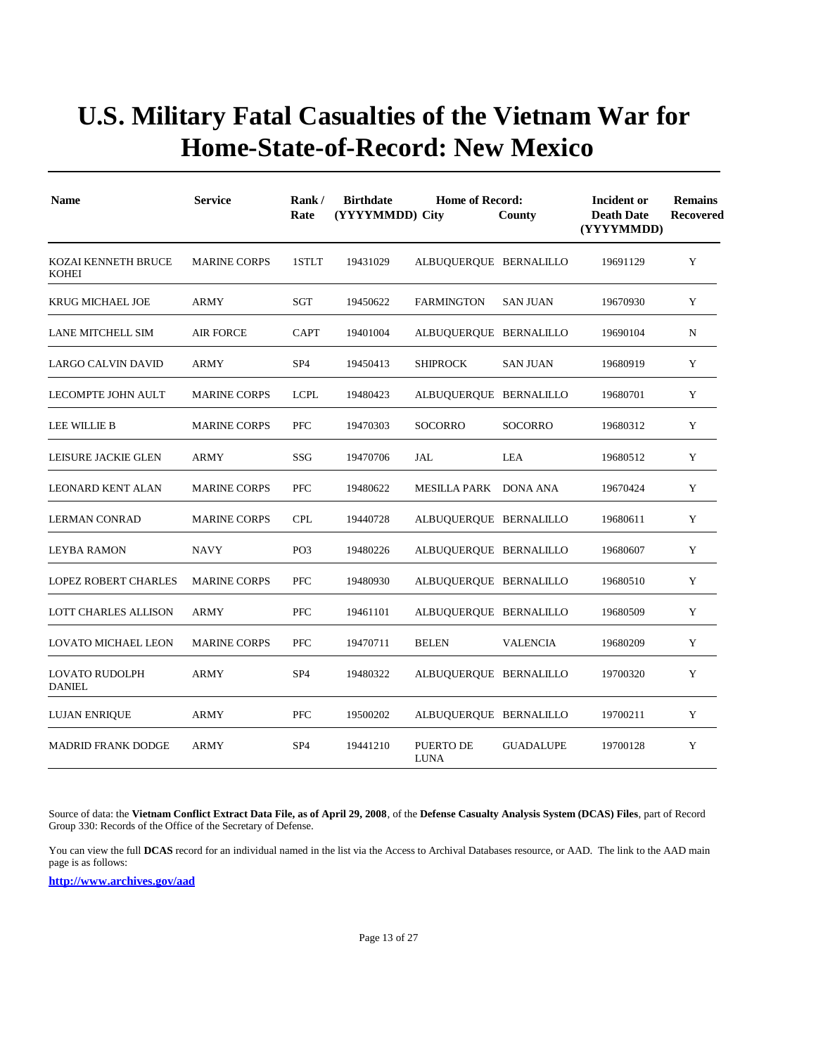# U.S. Military Fatal Casualties of the Vietnam War for Home-State-of-Record: New Mexico

| Name | Service | Rank / Rate | Birthdate (YYYYMMDD) | Home of Record: City | County | Incident or Death Date (YYYYMMDD) | Remains Recovered |
|---|---|---|---|---|---|---|---|
| KOZAI KENNETH BRUCE KOHEI | MARINE CORPS | 1STLT | 19431029 | ALBUQUERQUE | BERNALILLO | 19691129 | Y |
| KRUG MICHAEL JOE | ARMY | SGT | 19450622 | FARMINGTON | SAN JUAN | 19670930 | Y |
| LANE MITCHELL SIM | AIR FORCE | CAPT | 19401004 | ALBUQUERQUE | BERNALILLO | 19690104 | N |
| LARGO CALVIN DAVID | ARMY | SP4 | 19450413 | SHIPROCK | SAN JUAN | 19680919 | Y |
| LECOMPTE JOHN AULT | MARINE CORPS | LCPL | 19480423 | ALBUQUERQUE | BERNALILLO | 19680701 | Y |
| LEE WILLIE B | MARINE CORPS | PFC | 19470303 | SOCORRO | SOCORRO | 19680312 | Y |
| LEISURE JACKIE GLEN | ARMY | SSG | 19470706 | JAL | LEA | 19680512 | Y |
| LEONARD KENT ALAN | MARINE CORPS | PFC | 19480622 | MESILLA PARK | DONA ANA | 19670424 | Y |
| LERMAN CONRAD | MARINE CORPS | CPL | 19440728 | ALBUQUERQUE | BERNALILLO | 19680611 | Y |
| LEYBA RAMON | NAVY | PO3 | 19480226 | ALBUQUERQUE | BERNALILLO | 19680607 | Y |
| LOPEZ ROBERT CHARLES | MARINE CORPS | PFC | 19480930 | ALBUQUERQUE | BERNALILLO | 19680510 | Y |
| LOTT CHARLES ALLISON | ARMY | PFC | 19461101 | ALBUQUERQUE | BERNALILLO | 19680509 | Y |
| LOVATO MICHAEL LEON | MARINE CORPS | PFC | 19470711 | BELEN | VALENCIA | 19680209 | Y |
| LOVATO RUDOLPH DANIEL | ARMY | SP4 | 19480322 | ALBUQUERQUE | BERNALILLO | 19700320 | Y |
| LUJAN ENRIQUE | ARMY | PFC | 19500202 | ALBUQUERQUE | BERNALILLO | 19700211 | Y |
| MADRID FRANK DODGE | ARMY | SP4 | 19441210 | PUERTO DE LUNA | GUADALUPE | 19700128 | Y |

Source of data: the **Vietnam Conflict Extract Data File, as of April 29, 2008**, of the **Defense Casualty Analysis System (DCAS) Files**, part of Record Group 330: Records of the Office of the Secretary of Defense.

You can view the full **DCAS** record for an individual named in the list via the Access to Archival Databases resource, or AAD. The link to the AAD main page is as follows:

**http://www.archives.gov/aad**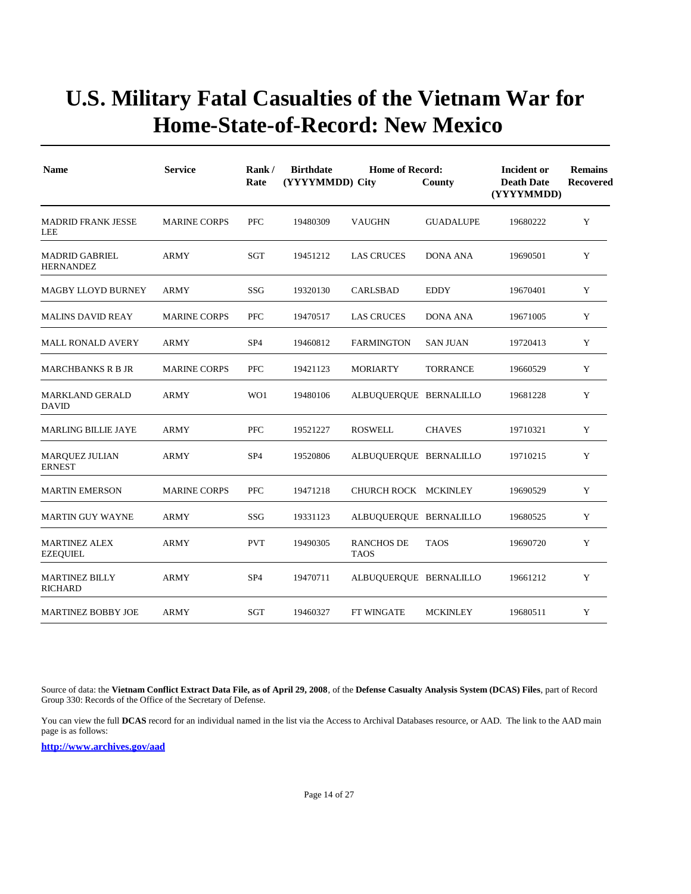# U.S. Military Fatal Casualties of the Vietnam War for Home-State-of-Record: New Mexico

| Name | Service | Rank / Rate | Birthdate (YYYYMMDD) | Home of Record: City | County | Incident or Death Date (YYYYMMDD) | Remains Recovered |
|---|---|---|---|---|---|---|---|
| MADRID FRANK JESSE LEE | MARINE CORPS | PFC | 19480309 | VAUGHN | GUADALUPE | 19680222 | Y |
| MADRID GABRIEL HERNANDEZ | ARMY | SGT | 19451212 | LAS CRUCES | DONA ANA | 19690501 | Y |
| MAGBY LLOYD BURNEY | ARMY | SSG | 19320130 | CARLSBAD | EDDY | 19670401 | Y |
| MALINS DAVID REAY | MARINE CORPS | PFC | 19470517 | LAS CRUCES | DONA ANA | 19671005 | Y |
| MALL RONALD AVERY | ARMY | SP4 | 19460812 | FARMINGTON | SAN JUAN | 19720413 | Y |
| MARCHBANKS R B JR | MARINE CORPS | PFC | 19421123 | MORIARTY | TORRANCE | 19660529 | Y |
| MARKLAND GERALD DAVID | ARMY | WO1 | 19480106 | ALBUQUERQUE | BERNALILLO | 19681228 | Y |
| MARLING BILLIE JAYE | ARMY | PFC | 19521227 | ROSWELL | CHAVES | 19710321 | Y |
| MARQUEZ JULIAN ERNEST | ARMY | SP4 | 19520806 | ALBUQUERQUE | BERNALILLO | 19710215 | Y |
| MARTIN EMERSON | MARINE CORPS | PFC | 19471218 | CHURCH ROCK | MCKINLEY | 19690529 | Y |
| MARTIN GUY WAYNE | ARMY | SSG | 19331123 | ALBUQUERQUE | BERNALILLO | 19680525 | Y |
| MARTINEZ ALEX EZEQUIEL | ARMY | PVT | 19490305 | RANCHOS DE TAOS | TAOS | 19690720 | Y |
| MARTINEZ BILLY RICHARD | ARMY | SP4 | 19470711 | ALBUQUERQUE | BERNALILLO | 19661212 | Y |
| MARTINEZ BOBBY JOE | ARMY | SGT | 19460327 | FT WINGATE | MCKINLEY | 19680511 | Y |

Source of data: the **Vietnam Conflict Extract Data File, as of April 29, 2008**, of the **Defense Casualty Analysis System (DCAS) Files**, part of Record Group 330: Records of the Office of the Secretary of Defense.

You can view the full **DCAS** record for an individual named in the list via the Access to Archival Databases resource, or AAD. The link to the AAD main page is as follows:

**http://www.archives.gov/aad**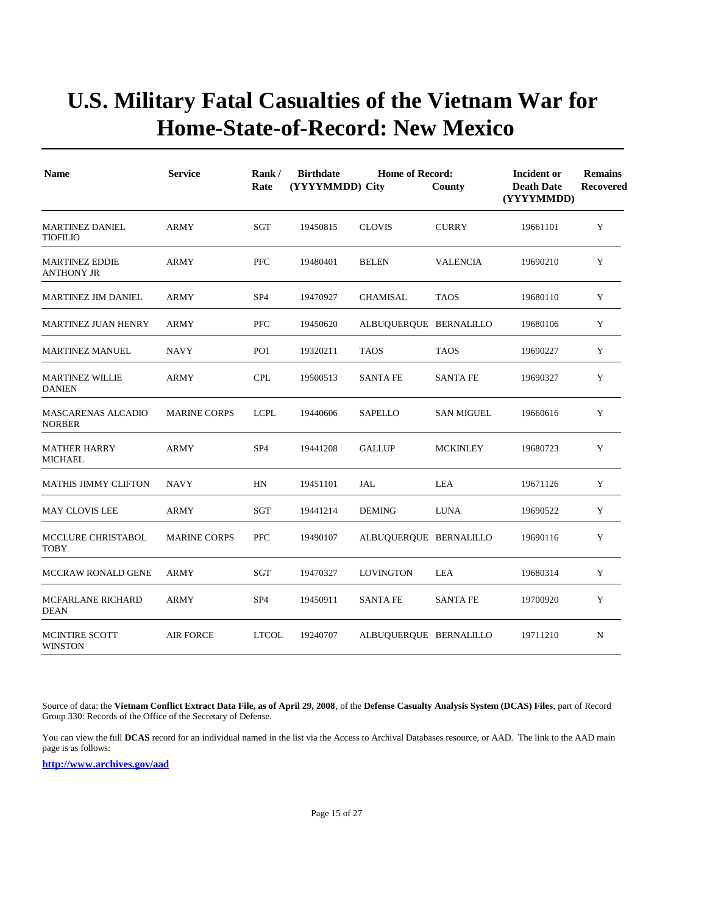# U.S. Military Fatal Casualties of the Vietnam War for Home-State-of-Record: New Mexico

| Name | Service | Rank / Rate | Birthdate (YYYYMMDD) | Home of Record: City | County | Incident or Death Date (YYYYMMDD) | Remains Recovered |
|---|---|---|---|---|---|---|---|
| MARTINEZ DANIEL TIOFILIO | ARMY | SGT | 19450815 | CLOVIS | CURRY | 19661101 | Y |
| MARTINEZ EDDIE ANTHONY JR | ARMY | PFC | 19480401 | BELEN | VALENCIA | 19690210 | Y |
| MARTINEZ JIM DANIEL | ARMY | SP4 | 19470927 | CHAMISAL | TAOS | 19680110 | Y |
| MARTINEZ JUAN HENRY | ARMY | PFC | 19450620 | ALBUQUERQUE | BERNALILLO | 19680106 | Y |
| MARTINEZ MANUEL | NAVY | PO1 | 19320211 | TAOS | TAOS | 19690227 | Y |
| MARTINEZ WILLIE DANIEN | ARMY | CPL | 19500513 | SANTA FE | SANTA FE | 19690327 | Y |
| MASCARENAS ALCADIO NORBER | MARINE CORPS | LCPL | 19440606 | SAPELLO | SAN MIGUEL | 19660616 | Y |
| MATHER HARRY MICHAEL | ARMY | SP4 | 19441208 | GALLUP | MCKINLEY | 19680723 | Y |
| MATHIS JIMMY CLIFTON | NAVY | HN | 19451101 | JAL | LEA | 19671126 | Y |
| MAY CLOVIS LEE | ARMY | SGT | 19441214 | DEMING | LUNA | 19690522 | Y |
| MCCLURE CHRISTABOL TOBY | MARINE CORPS | PFC | 19490107 | ALBUQUERQUE | BERNALILLO | 19690116 | Y |
| MCCRAW RONALD GENE | ARMY | SGT | 19470327 | LOVINGTON | LEA | 19680314 | Y |
| MCFARLANE RICHARD DEAN | ARMY | SP4 | 19450911 | SANTA FE | SANTA FE | 19700920 | Y |
| MCINTIRE SCOTT WINSTON | AIR FORCE | LTCOL | 19240707 | ALBUQUERQUE | BERNALILLO | 19711210 | N |

Source of data: the **Vietnam Conflict Extract Data File, as of April 29, 2008**, of the **Defense Casualty Analysis System (DCAS) Files**, part of Record Group 330: Records of the Office of the Secretary of Defense.

You can view the full **DCAS** record for an individual named in the list via the Access to Archival Databases resource, or AAD. The link to the AAD main page is as follows:

**http://www.archives.gov/aad**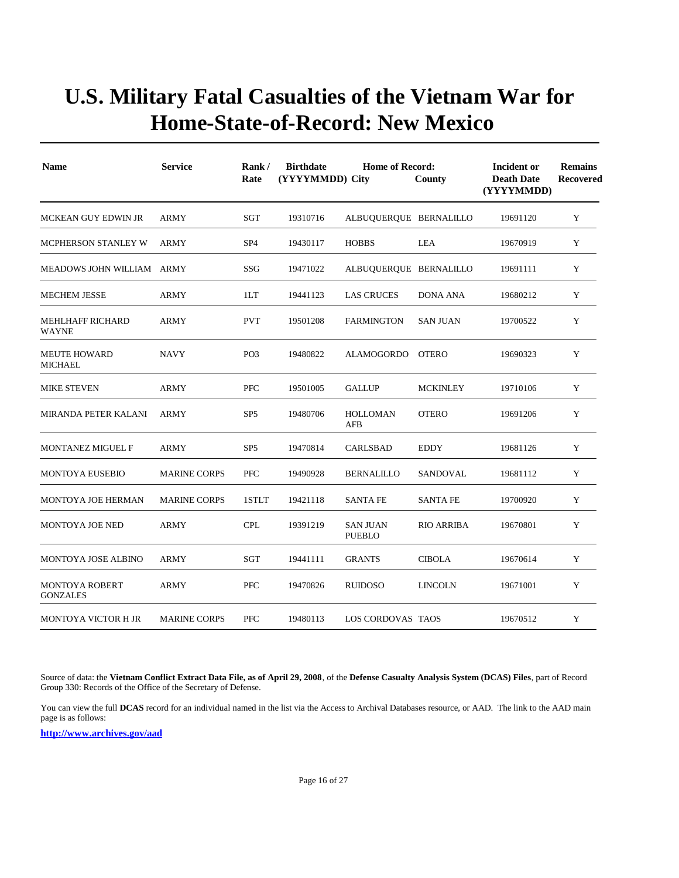# U.S. Military Fatal Casualties of the Vietnam War for Home-State-of-Record: New Mexico

| Name | Service | Rank / Rate | Birthdate (YYYYMMDD) | Home of Record: City | County | Incident or Death Date (YYYYMMDD) | Remains Recovered |
|---|---|---|---|---|---|---|---|
| MCKEAN GUY EDWIN JR | ARMY | SGT | 19310716 | ALBUQUERQUE | BERNALILLO | 19691120 | Y |
| MCPHERSON STANLEY W | ARMY | SP4 | 19430117 | HOBBS | LEA | 19670919 | Y |
| MEADOWS JOHN WILLIAM | ARMY | SSG | 19471022 | ALBUQUERQUE | BERNALILLO | 19691111 | Y |
| MECHEM JESSE | ARMY | 1LT | 19441123 | LAS CRUCES | DONA ANA | 19680212 | Y |
| MEHLHAFF RICHARD WAYNE | ARMY | PVT | 19501208 | FARMINGTON | SAN JUAN | 19700522 | Y |
| MEUTE HOWARD MICHAEL | NAVY | PO3 | 19480822 | ALAMOGORDO | OTERO | 19690323 | Y |
| MIKE STEVEN | ARMY | PFC | 19501005 | GALLUP | MCKINLEY | 19710106 | Y |
| MIRANDA PETER KALANI | ARMY | SP5 | 19480706 | HOLLOMAN AFB | OTERO | 19691206 | Y |
| MONTANEZ MIGUEL F | ARMY | SP5 | 19470814 | CARLSBAD | EDDY | 19681126 | Y |
| MONTOYA EUSEBIO | MARINE CORPS | PFC | 19490928 | BERNALILLO | SANDOVAL | 19681112 | Y |
| MONTOYA JOE HERMAN | MARINE CORPS | 1STLT | 19421118 | SANTA FE | SANTA FE | 19700920 | Y |
| MONTOYA JOE NED | ARMY | CPL | 19391219 | SAN JUAN PUEBLO | RIO ARRIBA | 19670801 | Y |
| MONTOYA JOSE ALBINO | ARMY | SGT | 19441111 | GRANTS | CIBOLA | 19670614 | Y |
| MONTOYA ROBERT GONZALES | ARMY | PFC | 19470826 | RUIDOSO | LINCOLN | 19671001 | Y |
| MONTOYA VICTOR H JR | MARINE CORPS | PFC | 19480113 | LOS CORDOVAS | TAOS | 19670512 | Y |

Source of data: the **Vietnam Conflict Extract Data File, as of April 29, 2008**, of the **Defense Casualty Analysis System (DCAS) Files**, part of Record Group 330: Records of the Office of the Secretary of Defense.

You can view the full **DCAS** record for an individual named in the list via the Access to Archival Databases resource, or AAD. The link to the AAD main page is as follows:

**http://www.archives.gov/aad**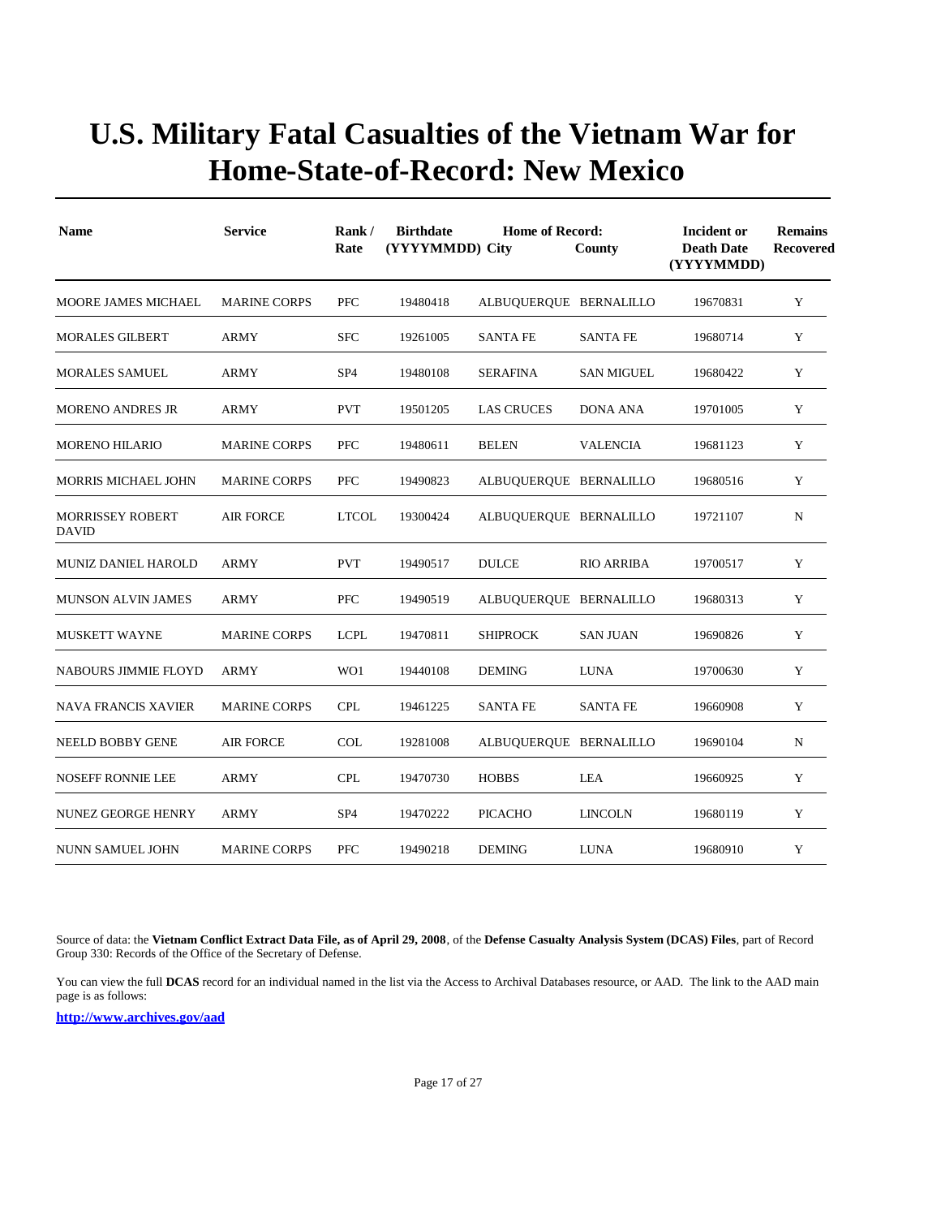# U.S. Military Fatal Casualties of the Vietnam War for Home-State-of-Record: New Mexico

| Name | Service | Rank / Rate | Birthdate (YYYYMMDD) | Home of Record: City | County | Incident or Death Date (YYYYMMDD) | Remains Recovered |
|---|---|---|---|---|---|---|---|
| MOORE JAMES MICHAEL | MARINE CORPS | PFC | 19480418 | ALBUQUERQUE | BERNALILLO | 19670831 | Y |
| MORALES GILBERT | ARMY | SFC | 19261005 | SANTA FE | SANTA FE | 19680714 | Y |
| MORALES SAMUEL | ARMY | SP4 | 19480108 | SERAFINA | SAN MIGUEL | 19680422 | Y |
| MORENO ANDRES JR | ARMY | PVT | 19501205 | LAS CRUCES | DONA ANA | 19701005 | Y |
| MORENO HILARIO | MARINE CORPS | PFC | 19480611 | BELEN | VALENCIA | 19681123 | Y |
| MORRIS MICHAEL JOHN | MARINE CORPS | PFC | 19490823 | ALBUQUERQUE | BERNALILLO | 19680516 | Y |
| MORRISSEY ROBERT DAVID | AIR FORCE | LTCOL | 19300424 | ALBUQUERQUE | BERNALILLO | 19721107 | N |
| MUNIZ DANIEL HAROLD | ARMY | PVT | 19490517 | DULCE | RIO ARRIBA | 19700517 | Y |
| MUNSON ALVIN JAMES | ARMY | PFC | 19490519 | ALBUQUERQUE | BERNALILLO | 19680313 | Y |
| MUSKETT WAYNE | MARINE CORPS | LCPL | 19470811 | SHIPROCK | SAN JUAN | 19690826 | Y |
| NABOURS JIMMIE FLOYD | ARMY | WO1 | 19440108 | DEMING | LUNA | 19700630 | Y |
| NAVA FRANCIS XAVIER | MARINE CORPS | CPL | 19461225 | SANTA FE | SANTA FE | 19660908 | Y |
| NEELD BOBBY GENE | AIR FORCE | COL | 19281008 | ALBUQUERQUE | BERNALILLO | 19690104 | N |
| NOSEFF RONNIE LEE | ARMY | CPL | 19470730 | HOBBS | LEA | 19660925 | Y |
| NUNEZ GEORGE HENRY | ARMY | SP4 | 19470222 | PICACHO | LINCOLN | 19680119 | Y |
| NUNN SAMUEL JOHN | MARINE CORPS | PFC | 19490218 | DEMING | LUNA | 19680910 | Y |

Source of data: the **Vietnam Conflict Extract Data File, as of April 29, 2008**, of the **Defense Casualty Analysis System (DCAS) Files**, part of Record Group 330: Records of the Office of the Secretary of Defense.

You can view the full **DCAS** record for an individual named in the list via the Access to Archival Databases resource, or AAD. The link to the AAD main page is as follows:

**http://www.archives.gov/aad**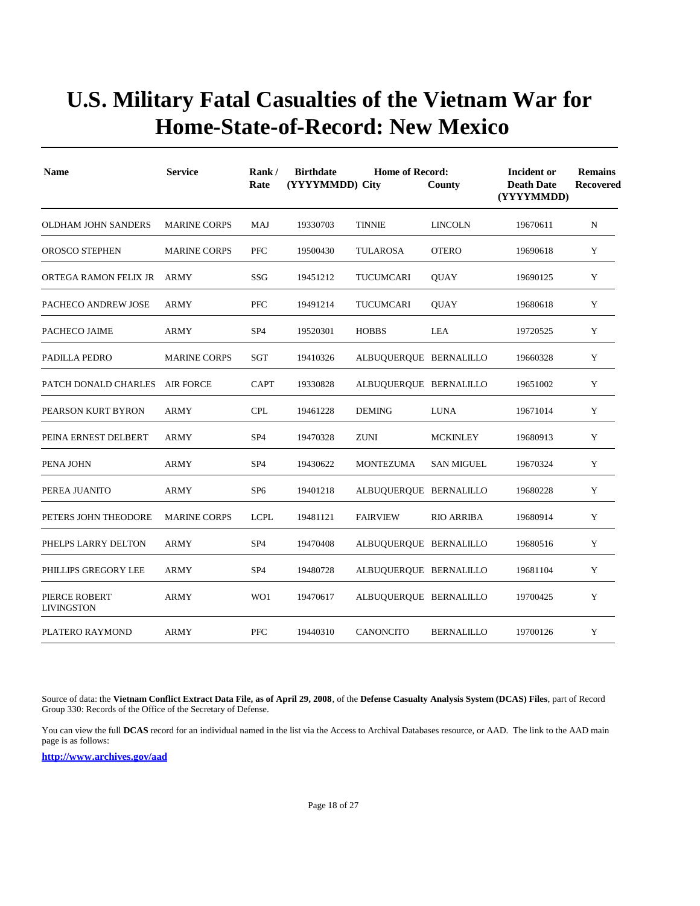# U.S. Military Fatal Casualties of the Vietnam War for Home-State-of-Record: New Mexico

| Name | Service | Rank / Rate | Birthdate (YYYYMMDD) | Home of Record: City | County | Incident or Death Date (YYYYMMDD) | Remains Recovered |
|---|---|---|---|---|---|---|---|
| OLDHAM JOHN SANDERS | MARINE CORPS | MAJ | 19330703 | TINNIE | LINCOLN | 19670611 | N |
| OROSCO STEPHEN | MARINE CORPS | PFC | 19500430 | TULAROSA | OTERO | 19690618 | Y |
| ORTEGA RAMON FELIX JR | ARMY | SSG | 19451212 | TUCUMCARI | QUAY | 19690125 | Y |
| PACHECO ANDREW JOSE | ARMY | PFC | 19491214 | TUCUMCARI | QUAY | 19680618 | Y |
| PACHECO JAIME | ARMY | SP4 | 19520301 | HOBBS | LEA | 19720525 | Y |
| PADILLA PEDRO | MARINE CORPS | SGT | 19410326 | ALBUQUERQUE | BERNALILLO | 19660328 | Y |
| PATCH DONALD CHARLES | AIR FORCE | CAPT | 19330828 | ALBUQUERQUE | BERNALILLO | 19651002 | Y |
| PEARSON KURT BYRON | ARMY | CPL | 19461228 | DEMING | LUNA | 19671014 | Y |
| PEINA ERNEST DELBERT | ARMY | SP4 | 19470328 | ZUNI | MCKINLEY | 19680913 | Y |
| PENA JOHN | ARMY | SP4 | 19430622 | MONTEZUMA | SAN MIGUEL | 19670324 | Y |
| PEREA JUANITO | ARMY | SP6 | 19401218 | ALBUQUERQUE | BERNALILLO | 19680228 | Y |
| PETERS JOHN THEODORE | MARINE CORPS | LCPL | 19481121 | FAIRVIEW | RIO ARRIBA | 19680914 | Y |
| PHELPS LARRY DELTON | ARMY | SP4 | 19470408 | ALBUQUERQUE | BERNALILLO | 19680516 | Y |
| PHILLIPS GREGORY LEE | ARMY | SP4 | 19480728 | ALBUQUERQUE | BERNALILLO | 19681104 | Y |
| PIERCE ROBERT LIVINGSTON | ARMY | WO1 | 19470617 | ALBUQUERQUE | BERNALILLO | 19700425 | Y |
| PLATERO RAYMOND | ARMY | PFC | 19440310 | CANONCITO | BERNALILLO | 19700126 | Y |

Source of data: the **Vietnam Conflict Extract Data File, as of April 29, 2008**, of the **Defense Casualty Analysis System (DCAS) Files**, part of Record Group 330: Records of the Office of the Secretary of Defense.

You can view the full **DCAS** record for an individual named in the list via the Access to Archival Databases resource, or AAD. The link to the AAD main page is as follows:

**http://www.archives.gov/aad**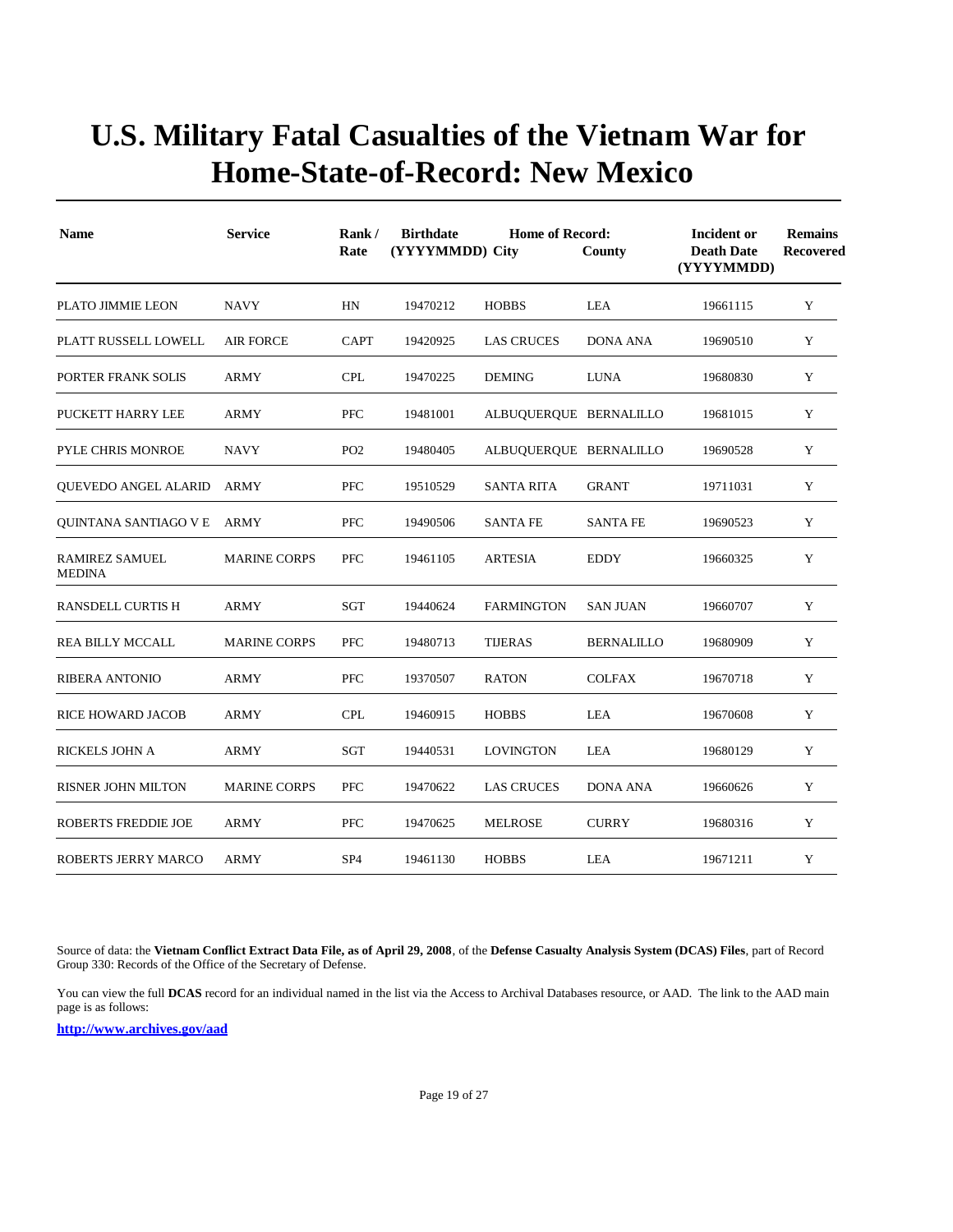# U.S. Military Fatal Casualties of the Vietnam War for Home-State-of-Record: New Mexico

| Name | Service | Rank / Rate | Birthdate (YYYYMMDD) | Home of Record: City | County | Incident or Death Date (YYYYMMDD) | Remains Recovered |
|---|---|---|---|---|---|---|---|
| PLATO JIMMIE LEON | NAVY | HN | 19470212 | HOBBS | LEA | 19661115 | Y |
| PLATT RUSSELL LOWELL | AIR FORCE | CAPT | 19420925 | LAS CRUCES | DONA ANA | 19690510 | Y |
| PORTER FRANK SOLIS | ARMY | CPL | 19470225 | DEMING | LUNA | 19680830 | Y |
| PUCKETT HARRY LEE | ARMY | PFC | 19481001 | ALBUQUERQUE | BERNALILLO | 19681015 | Y |
| PYLE CHRIS MONROE | NAVY | PO2 | 19480405 | ALBUQUERQUE | BERNALILLO | 19690528 | Y |
| QUEVEDO ANGEL ALARID | ARMY | PFC | 19510529 | SANTA RITA | GRANT | 19711031 | Y |
| QUINTANA SANTIAGO V E | ARMY | PFC | 19490506 | SANTA FE | SANTA FE | 19690523 | Y |
| RAMIREZ SAMUEL MEDINA | MARINE CORPS | PFC | 19461105 | ARTESIA | EDDY | 19660325 | Y |
| RANSDELL CURTIS H | ARMY | SGT | 19440624 | FARMINGTON | SAN JUAN | 19660707 | Y |
| REA BILLY MCCALL | MARINE CORPS | PFC | 19480713 | TIJERAS | BERNALILLO | 19680909 | Y |
| RIBERA ANTONIO | ARMY | PFC | 19370507 | RATON | COLFAX | 19670718 | Y |
| RICE HOWARD JACOB | ARMY | CPL | 19460915 | HOBBS | LEA | 19670608 | Y |
| RICKELS JOHN A | ARMY | SGT | 19440531 | LOVINGTON | LEA | 19680129 | Y |
| RISNER JOHN MILTON | MARINE CORPS | PFC | 19470622 | LAS CRUCES | DONA ANA | 19660626 | Y |
| ROBERTS FREDDIE JOE | ARMY | PFC | 19470625 | MELROSE | CURRY | 19680316 | Y |
| ROBERTS JERRY MARCO | ARMY | SP4 | 19461130 | HOBBS | LEA | 19671211 | Y |

Source of data: the **Vietnam Conflict Extract Data File, as of April 29, 2008**, of the **Defense Casualty Analysis System (DCAS) Files**, part of Record Group 330: Records of the Office of the Secretary of Defense.

You can view the full **DCAS** record for an individual named in the list via the Access to Archival Databases resource, or AAD. The link to the AAD main page is as follows:

**http://www.archives.gov/aad**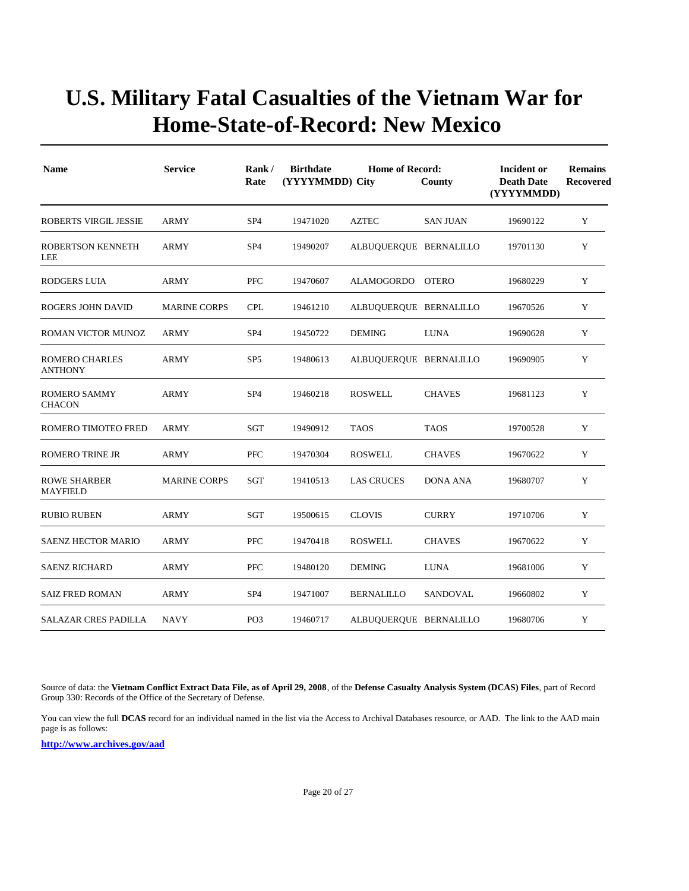# U.S. Military Fatal Casualties of the Vietnam War for Home-State-of-Record: New Mexico

| Name | Service | Rank / Rate | Birthdate (YYYYMMDD) | Home of Record: City | County | Incident or Death Date (YYYYMMDD) | Remains Recovered |
|---|---|---|---|---|---|---|---|
| ROBERTS VIRGIL JESSIE | ARMY | SP4 | 19471020 | AZTEC | SAN JUAN | 19690122 | Y |
| ROBERTSON KENNETH LEE | ARMY | SP4 | 19490207 | ALBUQUERQUE | BERNALILLO | 19701130 | Y |
| RODGERS LUIA | ARMY | PFC | 19470607 | ALAMOGORDO | OTERO | 19680229 | Y |
| ROGERS JOHN DAVID | MARINE CORPS | CPL | 19461210 | ALBUQUERQUE | BERNALILLO | 19670526 | Y |
| ROMAN VICTOR MUNOZ | ARMY | SP4 | 19450722 | DEMING | LUNA | 19690628 | Y |
| ROMERO CHARLES ANTHONY | ARMY | SP5 | 19480613 | ALBUQUERQUE | BERNALILLO | 19690905 | Y |
| ROMERO SAMMY CHACON | ARMY | SP4 | 19460218 | ROSWELL | CHAVES | 19681123 | Y |
| ROMERO TIMOTEO FRED | ARMY | SGT | 19490912 | TAOS | TAOS | 19700528 | Y |
| ROMERO TRINE JR | ARMY | PFC | 19470304 | ROSWELL | CHAVES | 19670622 | Y |
| ROWE SHARBER MAYFIELD | MARINE CORPS | SGT | 19410513 | LAS CRUCES | DONA ANA | 19680707 | Y |
| RUBIO RUBEN | ARMY | SGT | 19500615 | CLOVIS | CURRY | 19710706 | Y |
| SAENZ HECTOR MARIO | ARMY | PFC | 19470418 | ROSWELL | CHAVES | 19670622 | Y |
| SAENZ RICHARD | ARMY | PFC | 19480120 | DEMING | LUNA | 19681006 | Y |
| SAIZ FRED ROMAN | ARMY | SP4 | 19471007 | BERNALILLO | SANDOVAL | 19660802 | Y |
| SALAZAR CRES PADILLA | NAVY | PO3 | 19460717 | ALBUQUERQUE | BERNALILLO | 19680706 | Y |

Source of data: the **Vietnam Conflict Extract Data File, as of April 29, 2008**, of the **Defense Casualty Analysis System (DCAS) Files**, part of Record Group 330: Records of the Office of the Secretary of Defense.

You can view the full **DCAS** record for an individual named in the list via the Access to Archival Databases resource, or AAD. The link to the AAD main page is as follows:

**http://www.archives.gov/aad**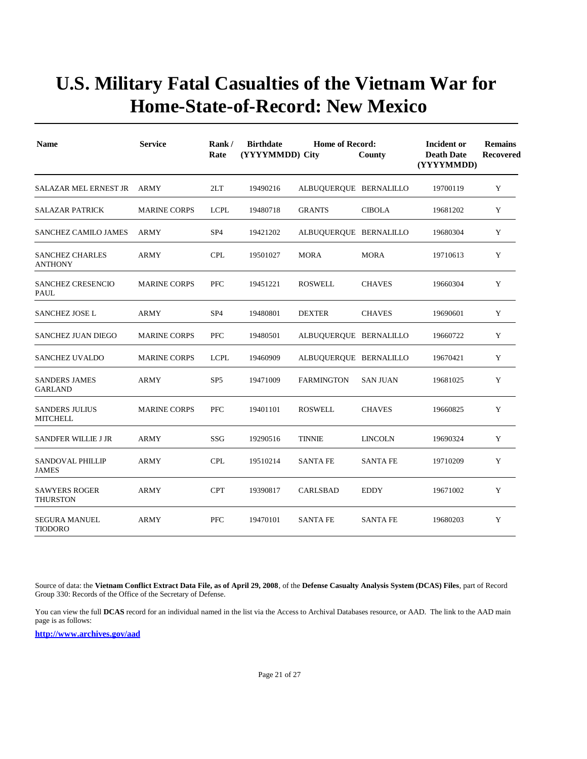# U.S. Military Fatal Casualties of the Vietnam War for Home-State-of-Record: New Mexico

| Name | Service | Rank / Rate | Birthdate (YYYYMMDD) | Home of Record: City | County | Incident or Death Date (YYYYMMDD) | Remains Recovered |
|---|---|---|---|---|---|---|---|
| SALAZAR MEL ERNEST JR | ARMY | 2LT | 19490216 | ALBUQUERQUE | BERNALILLO | 19700119 | Y |
| SALAZAR PATRICK | MARINE CORPS | LCPL | 19480718 | GRANTS | CIBOLA | 19681202 | Y |
| SANCHEZ CAMILO JAMES | ARMY | SP4 | 19421202 | ALBUQUERQUE | BERNALILLO | 19680304 | Y |
| SANCHEZ CHARLES ANTHONY | ARMY | CPL | 19501027 | MORA | MORA | 19710613 | Y |
| SANCHEZ CRESENCIO PAUL | MARINE CORPS | PFC | 19451221 | ROSWELL | CHAVES | 19660304 | Y |
| SANCHEZ JOSE L | ARMY | SP4 | 19480801 | DEXTER | CHAVES | 19690601 | Y |
| SANCHEZ JUAN DIEGO | MARINE CORPS | PFC | 19480501 | ALBUQUERQUE | BERNALILLO | 19660722 | Y |
| SANCHEZ UVALDO | MARINE CORPS | LCPL | 19460909 | ALBUQUERQUE | BERNALILLO | 19670421 | Y |
| SANDERS JAMES GARLAND | ARMY | SP5 | 19471009 | FARMINGTON | SAN JUAN | 19681025 | Y |
| SANDERS JULIUS MITCHELL | MARINE CORPS | PFC | 19401101 | ROSWELL | CHAVES | 19660825 | Y |
| SANDFER WILLIE J JR | ARMY | SSG | 19290516 | TINNIE | LINCOLN | 19690324 | Y |
| SANDOVAL PHILLIP JAMES | ARMY | CPL | 19510214 | SANTA FE | SANTA FE | 19710209 | Y |
| SAWYERS ROGER THURSTON | ARMY | CPT | 19390817 | CARLSBAD | EDDY | 19671002 | Y |
| SEGURA MANUEL TIODORO | ARMY | PFC | 19470101 | SANTA FE | SANTA FE | 19680203 | Y |

Source of data: the **Vietnam Conflict Extract Data File, as of April 29, 2008**, of the **Defense Casualty Analysis System (DCAS) Files**, part of Record Group 330: Records of the Office of the Secretary of Defense.

You can view the full **DCAS** record for an individual named in the list via the Access to Archival Databases resource, or AAD. The link to the AAD main page is as follows:

**http://www.archives.gov/aad**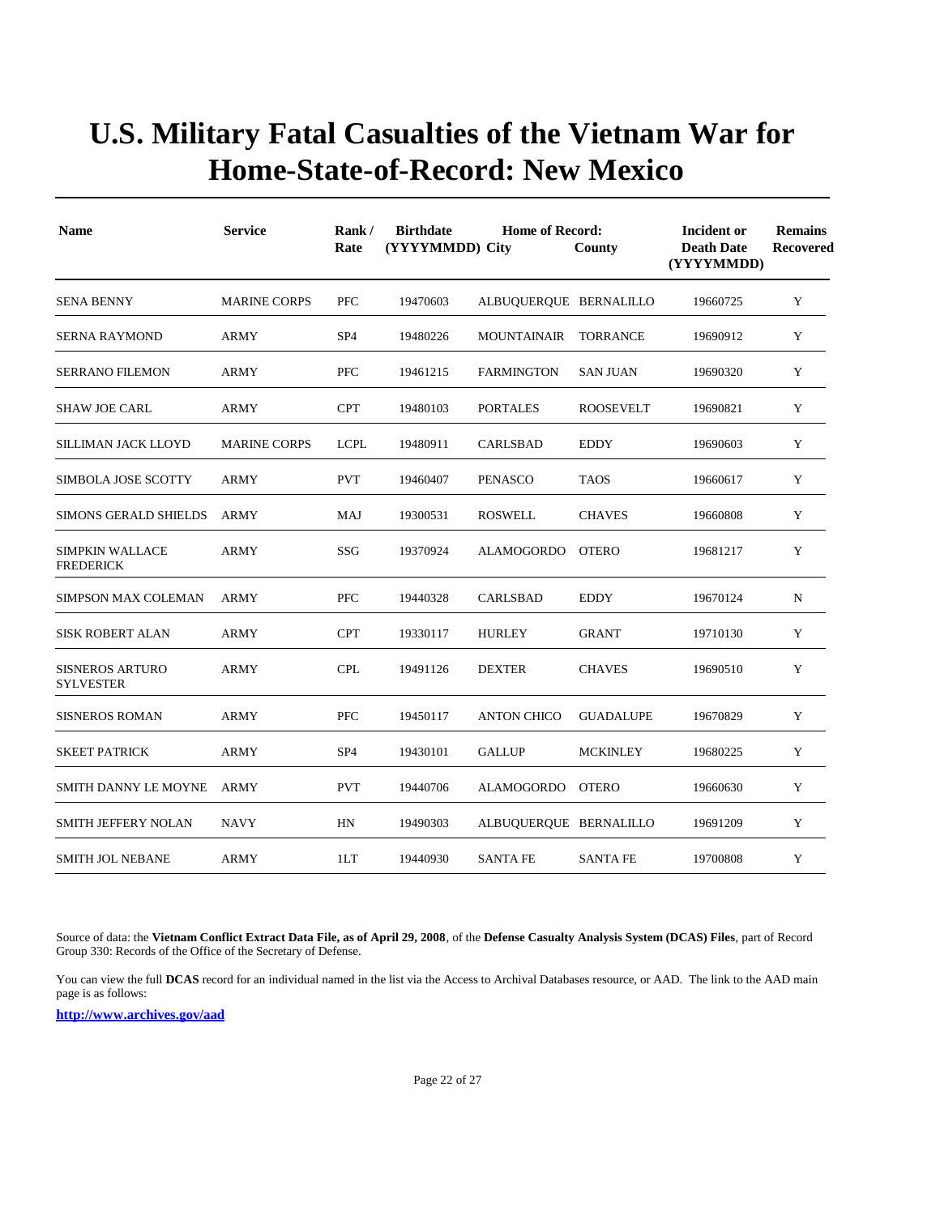# U.S. Military Fatal Casualties of the Vietnam War for Home-State-of-Record: New Mexico

| Name | Service | Rank / Rate | Birthdate (YYYYMMDD) | Home of Record: City | County | Incident or Death Date (YYYYMMDD) | Remains Recovered |
|---|---|---|---|---|---|---|---|
| SENA BENNY | MARINE CORPS | PFC | 19470603 | ALBUQUERQUE | BERNALILLO | 19660725 | Y |
| SERNA RAYMOND | ARMY | SP4 | 19480226 | MOUNTAINAIR | TORRANCE | 19690912 | Y |
| SERRANO FILEMON | ARMY | PFC | 19461215 | FARMINGTON | SAN JUAN | 19690320 | Y |
| SHAW JOE CARL | ARMY | CPT | 19480103 | PORTALES | ROOSEVELT | 19690821 | Y |
| SILLIMAN JACK LLOYD | MARINE CORPS | LCPL | 19480911 | CARLSBAD | EDDY | 19690603 | Y |
| SIMBOLA JOSE SCOTTY | ARMY | PVT | 19460407 | PENASCO | TAOS | 19660617 | Y |
| SIMONS GERALD SHIELDS | ARMY | MAJ | 19300531 | ROSWELL | CHAVES | 19660808 | Y |
| SIMPKIN WALLACE FREDERICK | ARMY | SSG | 19370924 | ALAMOGORDO | OTERO | 19681217 | Y |
| SIMPSON MAX COLEMAN | ARMY | PFC | 19440328 | CARLSBAD | EDDY | 19670124 | N |
| SISK ROBERT ALAN | ARMY | CPT | 19330117 | HURLEY | GRANT | 19710130 | Y |
| SISNEROS ARTURO SYLVESTER | ARMY | CPL | 19491126 | DEXTER | CHAVES | 19690510 | Y |
| SISNEROS ROMAN | ARMY | PFC | 19450117 | ANTON CHICO | GUADALUPE | 19670829 | Y |
| SKEET PATRICK | ARMY | SP4 | 19430101 | GALLUP | MCKINLEY | 19680225 | Y |
| SMITH DANNY LE MOYNE | ARMY | PVT | 19440706 | ALAMOGORDO | OTERO | 19660630 | Y |
| SMITH JEFFERY NOLAN | NAVY | HN | 19490303 | ALBUQUERQUE | BERNALILLO | 19691209 | Y |
| SMITH JOL NEBANE | ARMY | 1LT | 19440930 | SANTA FE | SANTA FE | 19700808 | Y |

Source of data: the **Vietnam Conflict Extract Data File, as of April 29, 2008**, of the **Defense Casualty Analysis System (DCAS) Files**, part of Record Group 330: Records of the Office of the Secretary of Defense.

You can view the full **DCAS** record for an individual named in the list via the Access to Archival Databases resource, or AAD. The link to the AAD main page is as follows:

**http://www.archives.gov/aad**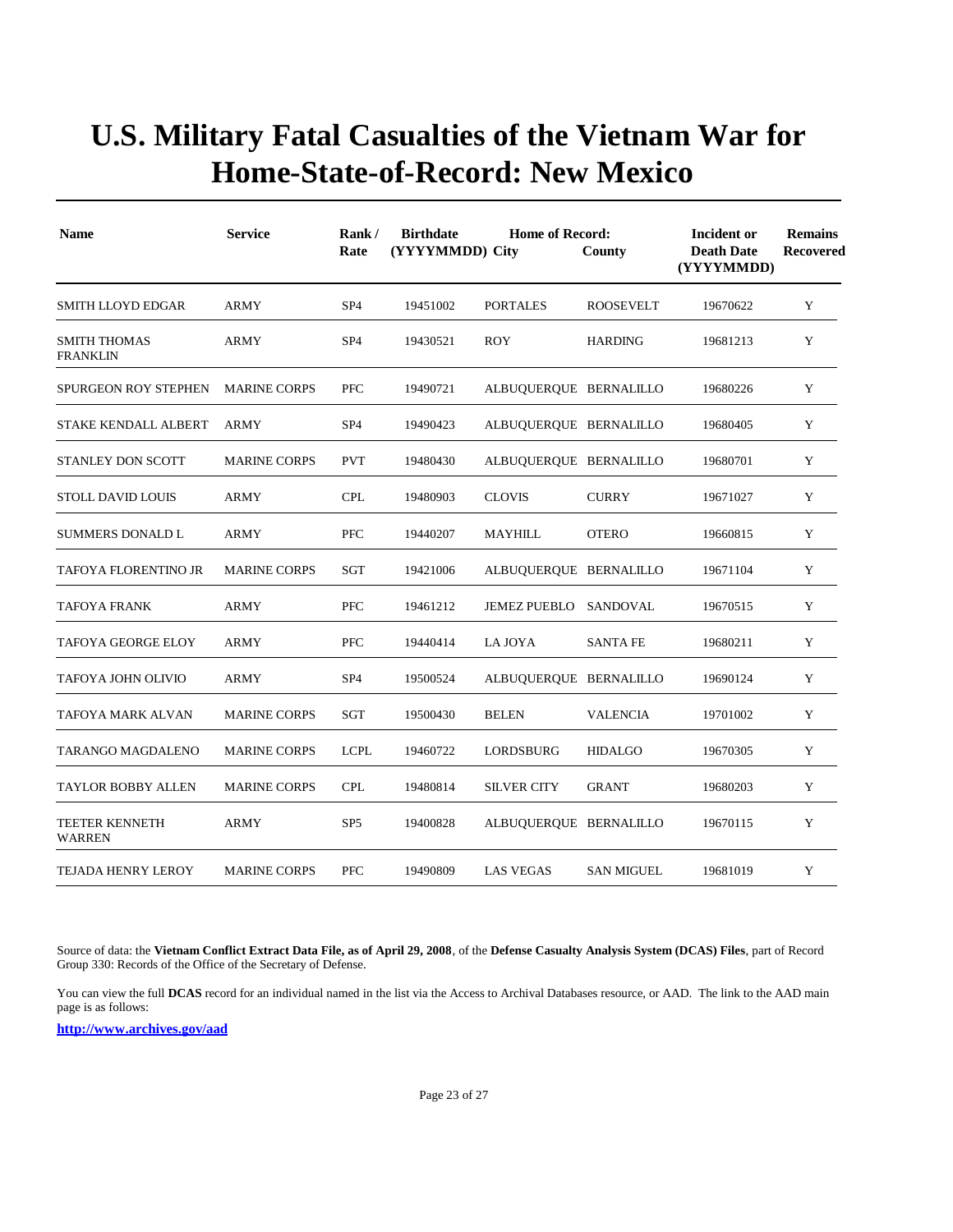# U.S. Military Fatal Casualties of the Vietnam War for Home-State-of-Record: New Mexico

| Name | Service | Rank / Rate | Birthdate (YYYYMMDD) | Home of Record: City | County | Incident or Death Date (YYYYMMDD) | Remains Recovered |
|---|---|---|---|---|---|---|---|
| SMITH LLOYD EDGAR | ARMY | SP4 | 19451002 | PORTALES | ROOSEVELT | 19670622 | Y |
| SMITH THOMAS FRANKLIN | ARMY | SP4 | 19430521 | ROY | HARDING | 19681213 | Y |
| SPURGEON ROY STEPHEN | MARINE CORPS | PFC | 19490721 | ALBUQUERQUE | BERNALILLO | 19680226 | Y |
| STAKE KENDALL ALBERT | ARMY | SP4 | 19490423 | ALBUQUERQUE | BERNALILLO | 19680405 | Y |
| STANLEY DON SCOTT | MARINE CORPS | PVT | 19480430 | ALBUQUERQUE | BERNALILLO | 19680701 | Y |
| STOLL DAVID LOUIS | ARMY | CPL | 19480903 | CLOVIS | CURRY | 19671027 | Y |
| SUMMERS DONALD L | ARMY | PFC | 19440207 | MAYHILL | OTERO | 19660815 | Y |
| TAFOYA FLORENTINO JR | MARINE CORPS | SGT | 19421006 | ALBUQUERQUE | BERNALILLO | 19671104 | Y |
| TAFOYA FRANK | ARMY | PFC | 19461212 | JEMEZ PUEBLO | SANDOVAL | 19670515 | Y |
| TAFOYA GEORGE ELOY | ARMY | PFC | 19440414 | LA JOYA | SANTA FE | 19680211 | Y |
| TAFOYA JOHN OLIVIO | ARMY | SP4 | 19500524 | ALBUQUERQUE | BERNALILLO | 19690124 | Y |
| TAFOYA MARK ALVAN | MARINE CORPS | SGT | 19500430 | BELEN | VALENCIA | 19701002 | Y |
| TARANGO MAGDALENO | MARINE CORPS | LCPL | 19460722 | LORDSBURG | HIDALGO | 19670305 | Y |
| TAYLOR BOBBY ALLEN | MARINE CORPS | CPL | 19480814 | SILVER CITY | GRANT | 19680203 | Y |
| TEETER KENNETH WARREN | ARMY | SP5 | 19400828 | ALBUQUERQUE | BERNALILLO | 19670115 | Y |
| TEJADA HENRY LEROY | MARINE CORPS | PFC | 19490809 | LAS VEGAS | SAN MIGUEL | 19681019 | Y |

Source of data: the **Vietnam Conflict Extract Data File, as of April 29, 2008**, of the **Defense Casualty Analysis System (DCAS) Files**, part of Record Group 330: Records of the Office of the Secretary of Defense.

You can view the full **DCAS** record for an individual named in the list via the Access to Archival Databases resource, or AAD. The link to the AAD main page is as follows:

**http://www.archives.gov/aad**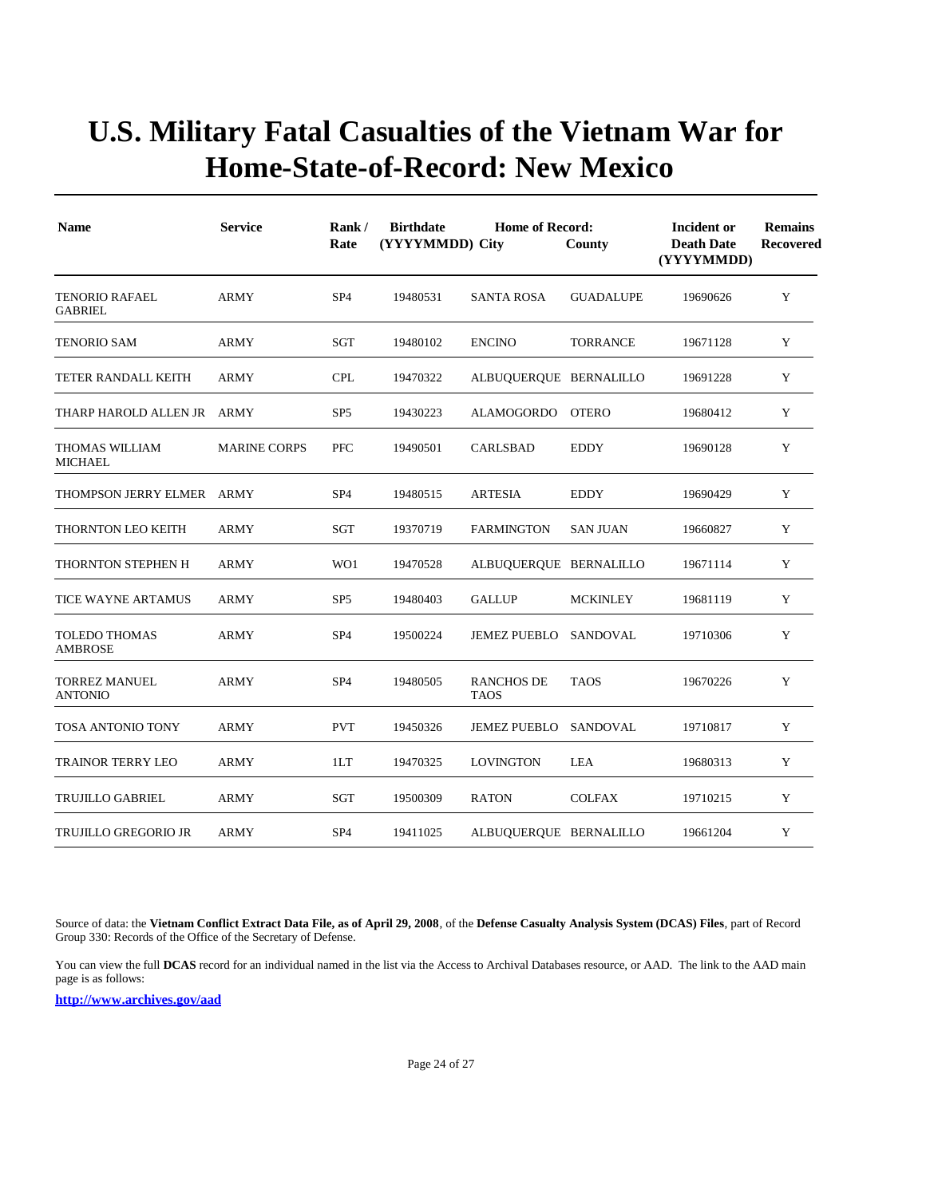# U.S. Military Fatal Casualties of the Vietnam War for Home-State-of-Record: New Mexico

| Name | Service | Rank / Rate | Birthdate (YYYYMMDD) | Home of Record: City | County | Incident or Death Date (YYYYMMDD) | Remains Recovered |
|---|---|---|---|---|---|---|---|
| TENORIO RAFAEL GABRIEL | ARMY | SP4 | 19480531 | SANTA ROSA | GUADALUPE | 19690626 | Y |
| TENORIO SAM | ARMY | SGT | 19480102 | ENCINO | TORRANCE | 19671128 | Y |
| TETER RANDALL KEITH | ARMY | CPL | 19470322 | ALBUQUERQUE | BERNALILLO | 19691228 | Y |
| THARP HAROLD ALLEN JR | ARMY | SP5 | 19430223 | ALAMOGORDO | OTERO | 19680412 | Y |
| THOMAS WILLIAM MICHAEL | MARINE CORPS | PFC | 19490501 | CARLSBAD | EDDY | 19690128 | Y |
| THOMPSON JERRY ELMER | ARMY | SP4 | 19480515 | ARTESIA | EDDY | 19690429 | Y |
| THORNTON LEO KEITH | ARMY | SGT | 19370719 | FARMINGTON | SAN JUAN | 19660827 | Y |
| THORNTON STEPHEN H | ARMY | WO1 | 19470528 | ALBUQUERQUE | BERNALILLO | 19671114 | Y |
| TICE WAYNE ARTAMUS | ARMY | SP5 | 19480403 | GALLUP | MCKINLEY | 19681119 | Y |
| TOLEDO THOMAS AMBROSE | ARMY | SP4 | 19500224 | JEMEZ PUEBLO | SANDOVAL | 19710306 | Y |
| TORREZ MANUEL ANTONIO | ARMY | SP4 | 19480505 | RANCHOS DE TAOS | TAOS | 19670226 | Y |
| TOSA ANTONIO TONY | ARMY | PVT | 19450326 | JEMEZ PUEBLO | SANDOVAL | 19710817 | Y |
| TRAINOR TERRY LEO | ARMY | 1LT | 19470325 | LOVINGTON | LEA | 19680313 | Y |
| TRUJILLO GABRIEL | ARMY | SGT | 19500309 | RATON | COLFAX | 19710215 | Y |
| TRUJILLO GREGORIO JR | ARMY | SP4 | 19411025 | ALBUQUERQUE | BERNALILLO | 19661204 | Y |

Source of data: the **Vietnam Conflict Extract Data File, as of April 29, 2008**, of the **Defense Casualty Analysis System (DCAS) Files**, part of Record Group 330: Records of the Office of the Secretary of Defense.

You can view the full **DCAS** record for an individual named in the list via the Access to Archival Databases resource, or AAD. The link to the AAD main page is as follows:

**http://www.archives.gov/aad**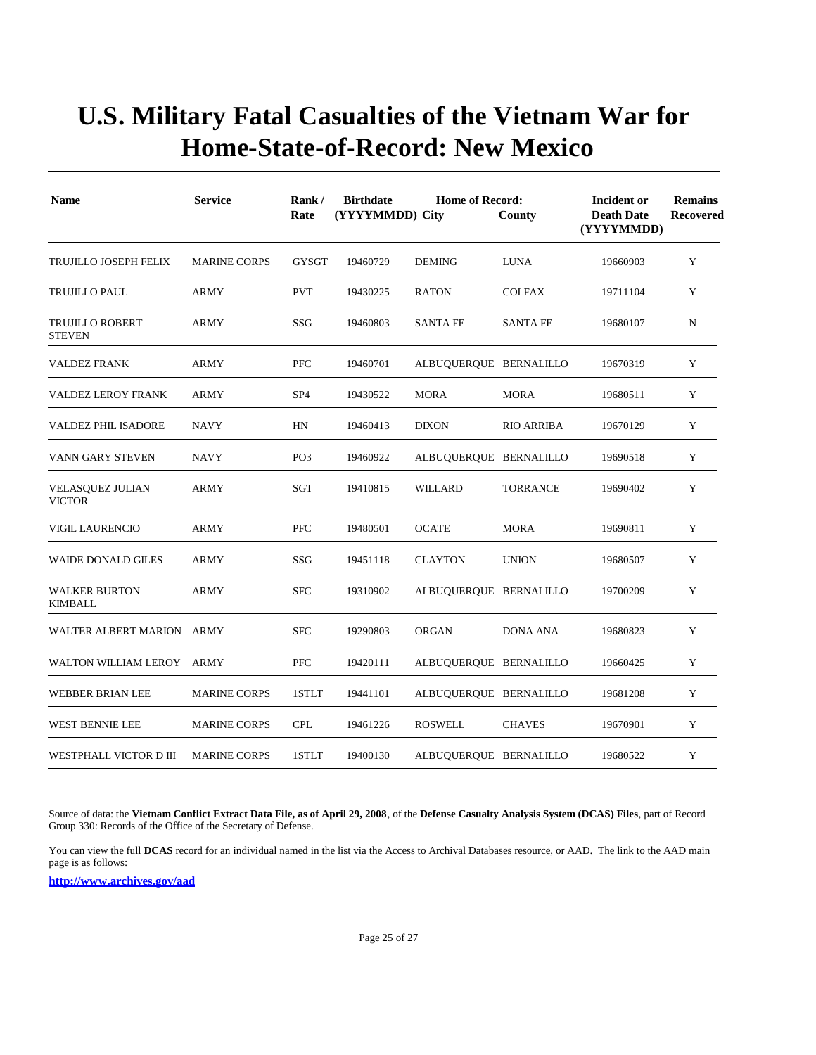# U.S. Military Fatal Casualties of the Vietnam War for Home-State-of-Record: New Mexico

| Name | Service | Rank / Rate | Birthdate (YYYYMMDD) | Home of Record: City | County | Incident or Death Date (YYYYMMDD) | Remains Recovered |
|---|---|---|---|---|---|---|---|
| TRUJILLO JOSEPH FELIX | MARINE CORPS | GYSGT | 19460729 | DEMING | LUNA | 19660903 | Y |
| TRUJILLO PAUL | ARMY | PVT | 19430225 | RATON | COLFAX | 19711104 | Y |
| TRUJILLO ROBERT STEVEN | ARMY | SSG | 19460803 | SANTA FE | SANTA FE | 19680107 | N |
| VALDEZ FRANK | ARMY | PFC | 19460701 | ALBUQUERQUE | BERNALILLO | 19670319 | Y |
| VALDEZ LEROY FRANK | ARMY | SP4 | 19430522 | MORA | MORA | 19680511 | Y |
| VALDEZ PHIL ISADORE | NAVY | HN | 19460413 | DIXON | RIO ARRIBA | 19670129 | Y |
| VANN GARY STEVEN | NAVY | PO3 | 19460922 | ALBUQUERQUE | BERNALILLO | 19690518 | Y |
| VELASQUEZ JULIAN VICTOR | ARMY | SGT | 19410815 | WILLARD | TORRANCE | 19690402 | Y |
| VIGIL LAURENCIO | ARMY | PFC | 19480501 | OCATE | MORA | 19690811 | Y |
| WAIDE DONALD GILES | ARMY | SSG | 19451118 | CLAYTON | UNION | 19680507 | Y |
| WALKER BURTON KIMBALL | ARMY | SFC | 19310902 | ALBUQUERQUE | BERNALILLO | 19700209 | Y |
| WALTER ALBERT MARION | ARMY | SFC | 19290803 | ORGAN | DONA ANA | 19680823 | Y |
| WALTON WILLIAM LEROY | ARMY | PFC | 19420111 | ALBUQUERQUE | BERNALILLO | 19660425 | Y |
| WEBBER BRIAN LEE | MARINE CORPS | 1STLT | 19441101 | ALBUQUERQUE | BERNALILLO | 19681208 | Y |
| WEST BENNIE LEE | MARINE CORPS | CPL | 19461226 | ROSWELL | CHAVES | 19670901 | Y |
| WESTPHALL VICTOR D III | MARINE CORPS | 1STLT | 19400130 | ALBUQUERQUE | BERNALILLO | 19680522 | Y |

Source of data: the **Vietnam Conflict Extract Data File, as of April 29, 2008**, of the **Defense Casualty Analysis System (DCAS) Files**, part of Record Group 330: Records of the Office of the Secretary of Defense.

You can view the full **DCAS** record for an individual named in the list via the Access to Archival Databases resource, or AAD. The link to the AAD main page is as follows:

**http://www.archives.gov/aad**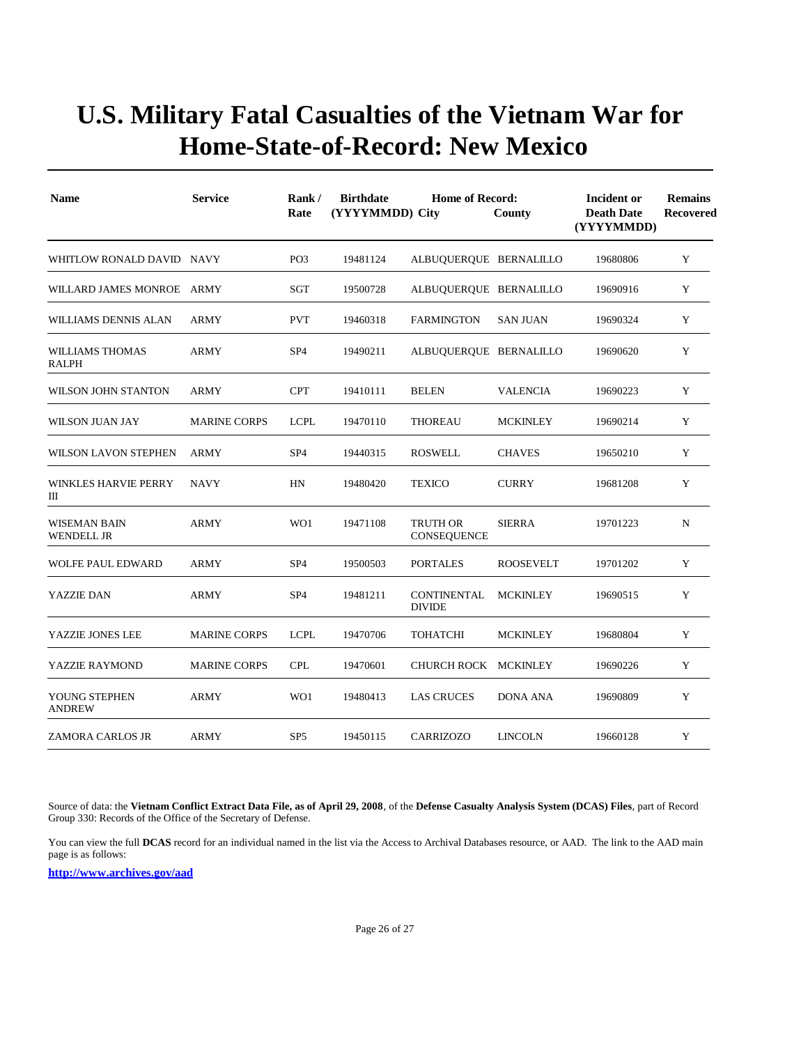# U.S. Military Fatal Casualties of the Vietnam War for Home-State-of-Record: New Mexico

| Name | Service | Rank / Rate | Birthdate (YYYYMMDD) | Home of Record: City | County | Incident or Death Date (YYYYMMDD) | Remains Recovered |
|---|---|---|---|---|---|---|---|
| WHITLOW RONALD DAVID | NAVY | PO3 | 19481124 | ALBUQUERQUE | BERNALILLO | 19680806 | Y |
| WILLARD JAMES MONROE | ARMY | SGT | 19500728 | ALBUQUERQUE | BERNALILLO | 19690916 | Y |
| WILLIAMS DENNIS ALAN | ARMY | PVT | 19460318 | FARMINGTON | SAN JUAN | 19690324 | Y |
| WILLIAMS THOMAS RALPH | ARMY | SP4 | 19490211 | ALBUQUERQUE | BERNALILLO | 19690620 | Y |
| WILSON JOHN STANTON | ARMY | CPT | 19410111 | BELEN | VALENCIA | 19690223 | Y |
| WILSON JUAN JAY | MARINE CORPS | LCPL | 19470110 | THOREAU | MCKINLEY | 19690214 | Y |
| WILSON LAVON STEPHEN | ARMY | SP4 | 19440315 | ROSWELL | CHAVES | 19650210 | Y |
| WINKLES HARVIE PERRY III | NAVY | HN | 19480420 | TEXICO | CURRY | 19681208 | Y |
| WISEMAN BAIN WENDELL JR | ARMY | WO1 | 19471108 | TRUTH OR CONSEQUENCE | SIERRA | 19701223 | N |
| WOLFE PAUL EDWARD | ARMY | SP4 | 19500503 | PORTALES | ROOSEVELT | 19701202 | Y |
| YAZZIE DAN | ARMY | SP4 | 19481211 | CONTINENTAL DIVIDE | MCKINLEY | 19690515 | Y |
| YAZZIE JONES LEE | MARINE CORPS | LCPL | 19470706 | TOHATCHI | MCKINLEY | 19680804 | Y |
| YAZZIE RAYMOND | MARINE CORPS | CPL | 19470601 | CHURCH ROCK | MCKINLEY | 19690226 | Y |
| YOUNG STEPHEN ANDREW | ARMY | WO1 | 19480413 | LAS CRUCES | DONA ANA | 19690809 | Y |
| ZAMORA CARLOS JR | ARMY | SP5 | 19450115 | CARRIZOZO | LINCOLN | 19660128 | Y |

Source of data: the **Vietnam Conflict Extract Data File, as of April 29, 2008**, of the **Defense Casualty Analysis System (DCAS) Files**, part of Record Group 330: Records of the Office of the Secretary of Defense.

You can view the full **DCAS** record for an individual named in the list via the Access to Archival Databases resource, or AAD. The link to the AAD main page is as follows:

**http://www.archives.gov/aad**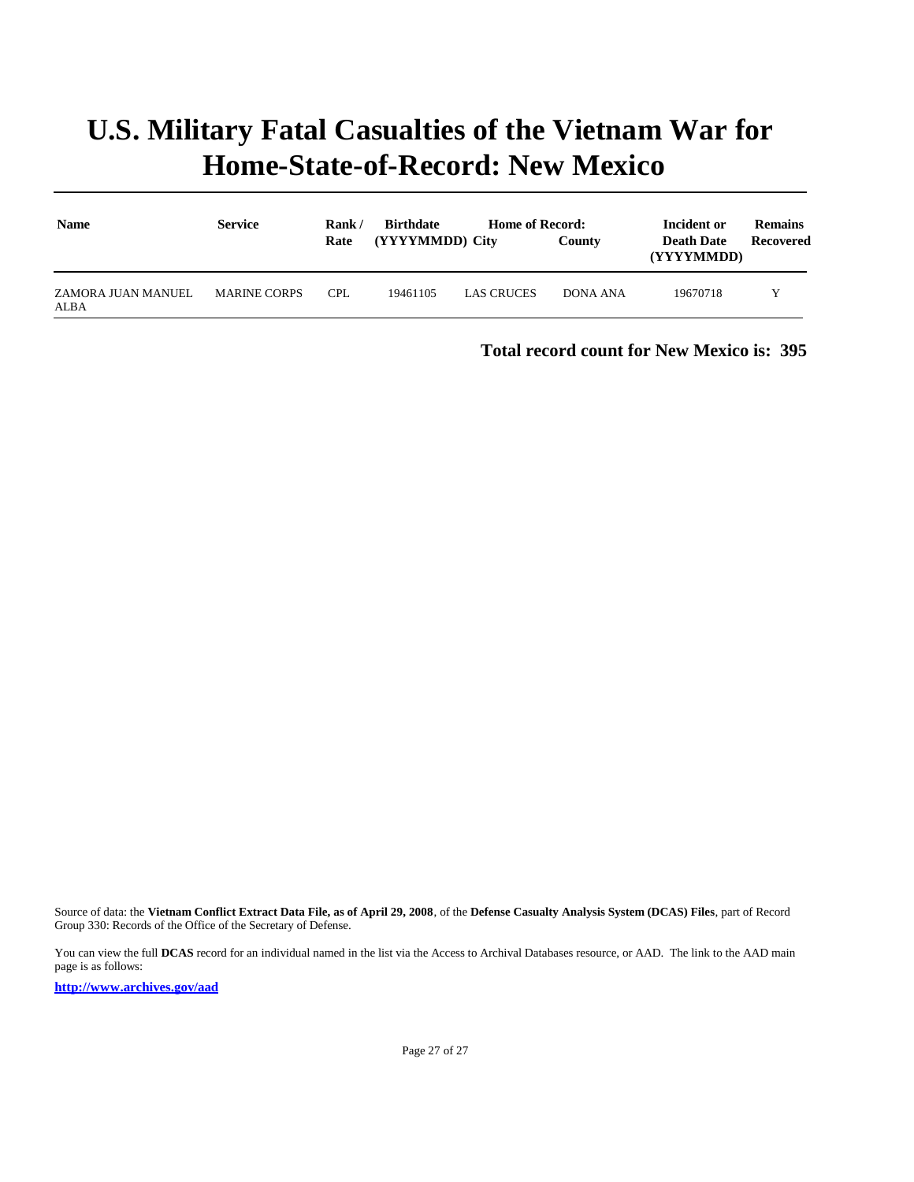# U.S. Military Fatal Casualties of the Vietnam War for Home-State-of-Record: New Mexico

| Name | Service | Rank / Rate | Birthdate (YYYYMMDD) | Home of Record: City | County | Incident or Death Date (YYYYMMDD) | Remains Recovered |
|---|---|---|---|---|---|---|---|
| ZAMORA JUAN MANUEL ALBA | MARINE CORPS | CPL | 19461105 | LAS CRUCES | DONA ANA | 19670718 | Y |

**Total record count for New Mexico is: 395**

Source of data: the **Vietnam Conflict Extract Data File, as of April 29, 2008**, of the **Defense Casualty Analysis System (DCAS) Files**, part of Record Group 330: Records of the Office of the Secretary of Defense.

You can view the full **DCAS** record for an individual named in the list via the Access to Archival Databases resource, or AAD. The link to the AAD main page is as follows:

**http://www.archives.gov/aad**